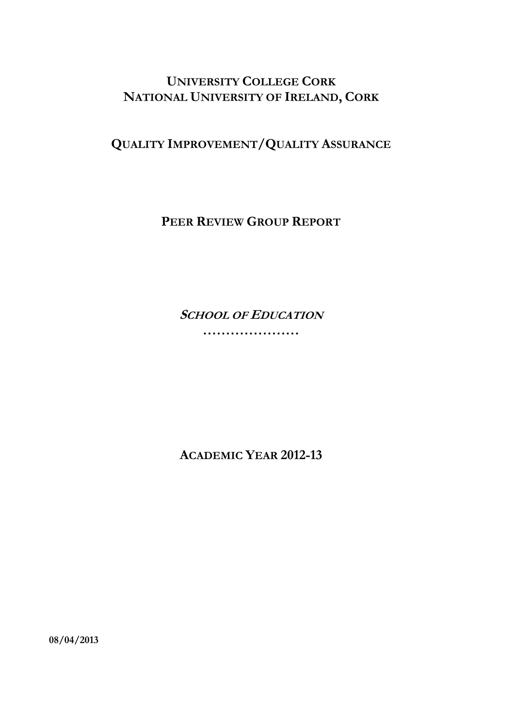# UNIVERSITY COLLEGE CORK
# NATIONAL UNIVERSITY OF IRELAND, CORK

## QUALITY IMPROVEMENT/QUALITY ASSURANCE

## PEER REVIEW GROUP REPORT

***SCHOOL OF EDUCATION***

…………………

## ACADEMIC YEAR 2012-13

**08/04/2013**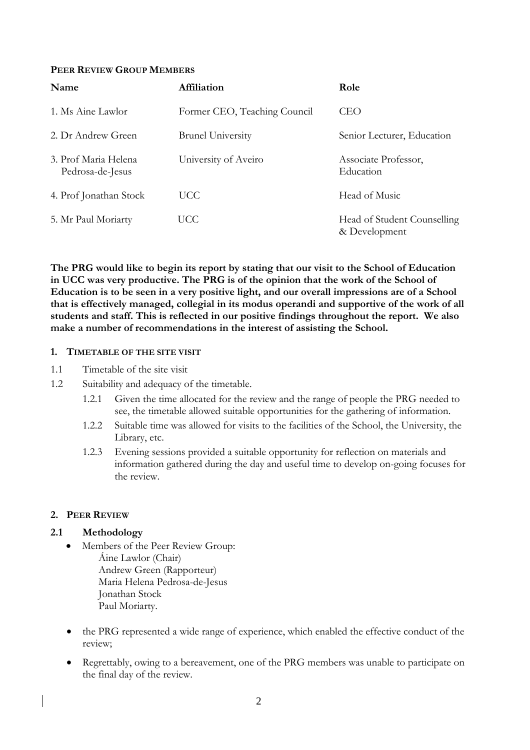**PEER REVIEW GROUP MEMBERS**

| Name | Affiliation | Role |
|---|---|---|
| 1. Ms Aine Lawlor | Former CEO, Teaching Council | CEO |
| 2. Dr Andrew Green | Brunel University | Senior Lecturer, Education |
| 3. Prof Maria Helena Pedrosa-de-Jesus | University of Aveiro | Associate Professor, Education |
| 4. Prof Jonathan Stock | UCC | Head of Music |
| 5. Mr Paul Moriarty | UCC | Head of Student Counselling & Development |

**The PRG would like to begin its report by stating that our visit to the School of Education in UCC was very productive. The PRG is of the opinion that the work of the School of Education is to be seen in a very positive light, and our overall impressions are of a School that is effectively managed, collegial in its modus operandi and supportive of the work of all students and staff. This is reflected in our positive findings throughout the report. We also make a number of recommendations in the interest of assisting the School.**

## 1. TIMETABLE OF THE SITE VISIT

1.1 Timetable of the site visit

1.2 Suitability and adequacy of the timetable.

- 1.2.1 Given the time allocated for the review and the range of people the PRG needed to see, the timetable allowed suitable opportunities for the gathering of information.
- 1.2.2 Suitable time was allowed for visits to the facilities of the School, the University, the Library, etc.
- 1.2.3 Evening sessions provided a suitable opportunity for reflection on materials and information gathered during the day and useful time to develop on-going focuses for the review.

## 2. PEER REVIEW

### 2.1 Methodology

- Members of the Peer Review Group:
  - Áine Lawlor (Chair)
  - Andrew Green (Rapporteur)
  - Maria Helena Pedrosa-de-Jesus
  - Jonathan Stock
  - Paul Moriarty.
- the PRG represented a wide range of experience, which enabled the effective conduct of the review;
- Regrettably, owing to a bereavement, one of the PRG members was unable to participate on the final day of the review.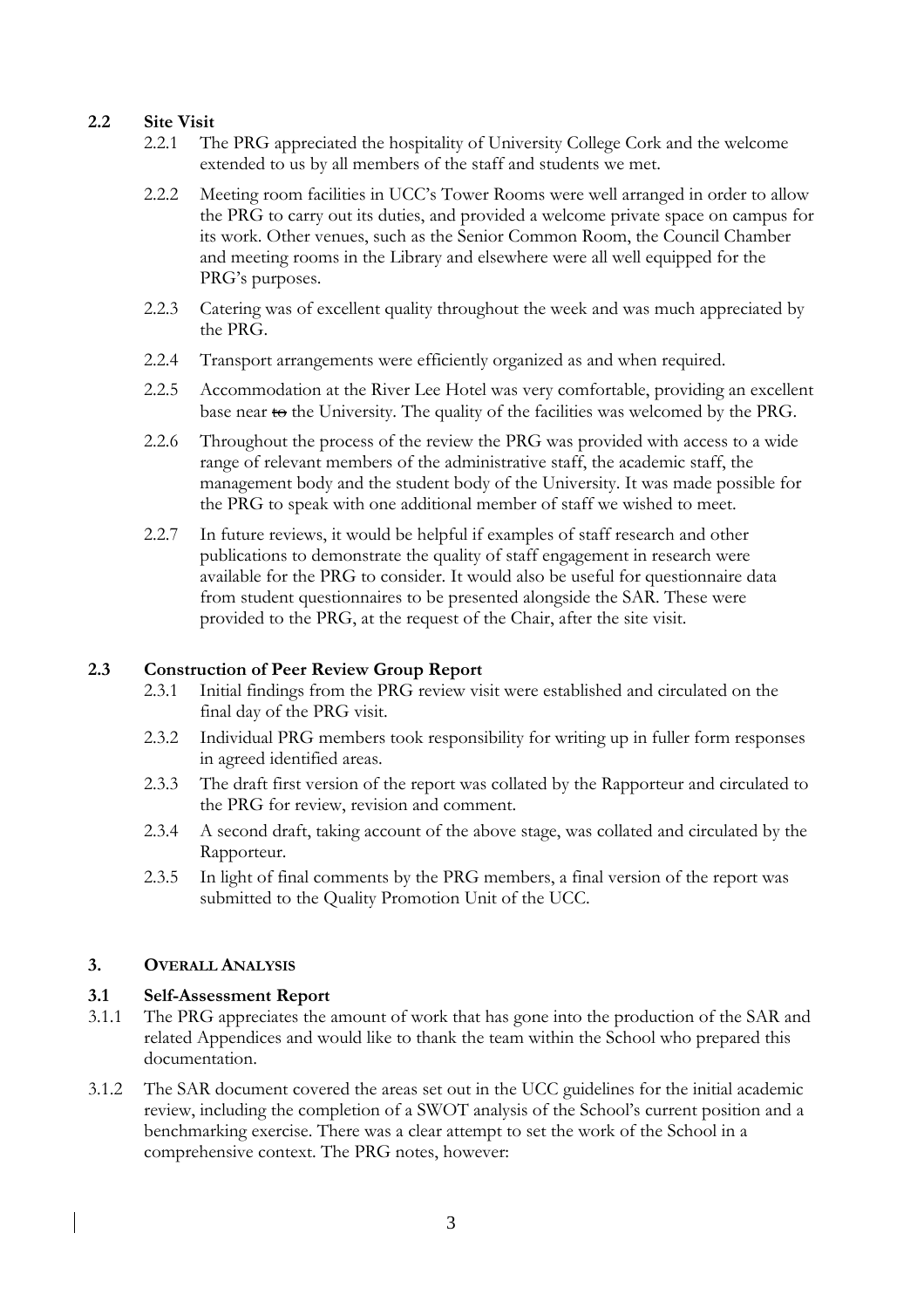## 2.2 Site Visit

2.2.1 The PRG appreciated the hospitality of University College Cork and the welcome extended to us by all members of the staff and students we met.

2.2.2 Meeting room facilities in UCC's Tower Rooms were well arranged in order to allow the PRG to carry out its duties, and provided a welcome private space on campus for its work. Other venues, such as the Senior Common Room, the Council Chamber and meeting rooms in the Library and elsewhere were all well equipped for the PRG's purposes.

2.2.3 Catering was of excellent quality throughout the week and was much appreciated by the PRG.

2.2.4 Transport arrangements were efficiently organized as and when required.

2.2.5 Accommodation at the River Lee Hotel was very comfortable, providing an excellent base near ~~to~~ the University. The quality of the facilities was welcomed by the PRG.

2.2.6 Throughout the process of the review the PRG was provided with access to a wide range of relevant members of the administrative staff, the academic staff, the management body and the student body of the University. It was made possible for the PRG to speak with one additional member of staff we wished to meet.

2.2.7 In future reviews, it would be helpful if examples of staff research and other publications to demonstrate the quality of staff engagement in research were available for the PRG to consider. It would also be useful for questionnaire data from student questionnaires to be presented alongside the SAR. These were provided to the PRG, at the request of the Chair, after the site visit.

## 2.3 Construction of Peer Review Group Report

2.3.1 Initial findings from the PRG review visit were established and circulated on the final day of the PRG visit.

2.3.2 Individual PRG members took responsibility for writing up in fuller form responses in agreed identified areas.

2.3.3 The draft first version of the report was collated by the Rapporteur and circulated to the PRG for review, revision and comment.

2.3.4 A second draft, taking account of the above stage, was collated and circulated by the Rapporteur.

2.3.5 In light of final comments by the PRG members, a final version of the report was submitted to the Quality Promotion Unit of the UCC.

# 3. OVERALL ANALYSIS

## 3.1 Self-Assessment Report

3.1.1 The PRG appreciates the amount of work that has gone into the production of the SAR and related Appendices and would like to thank the team within the School who prepared this documentation.

3.1.2 The SAR document covered the areas set out in the UCC guidelines for the initial academic review, including the completion of a SWOT analysis of the School's current position and a benchmarking exercise. There was a clear attempt to set the work of the School in a comprehensive context. The PRG notes, however: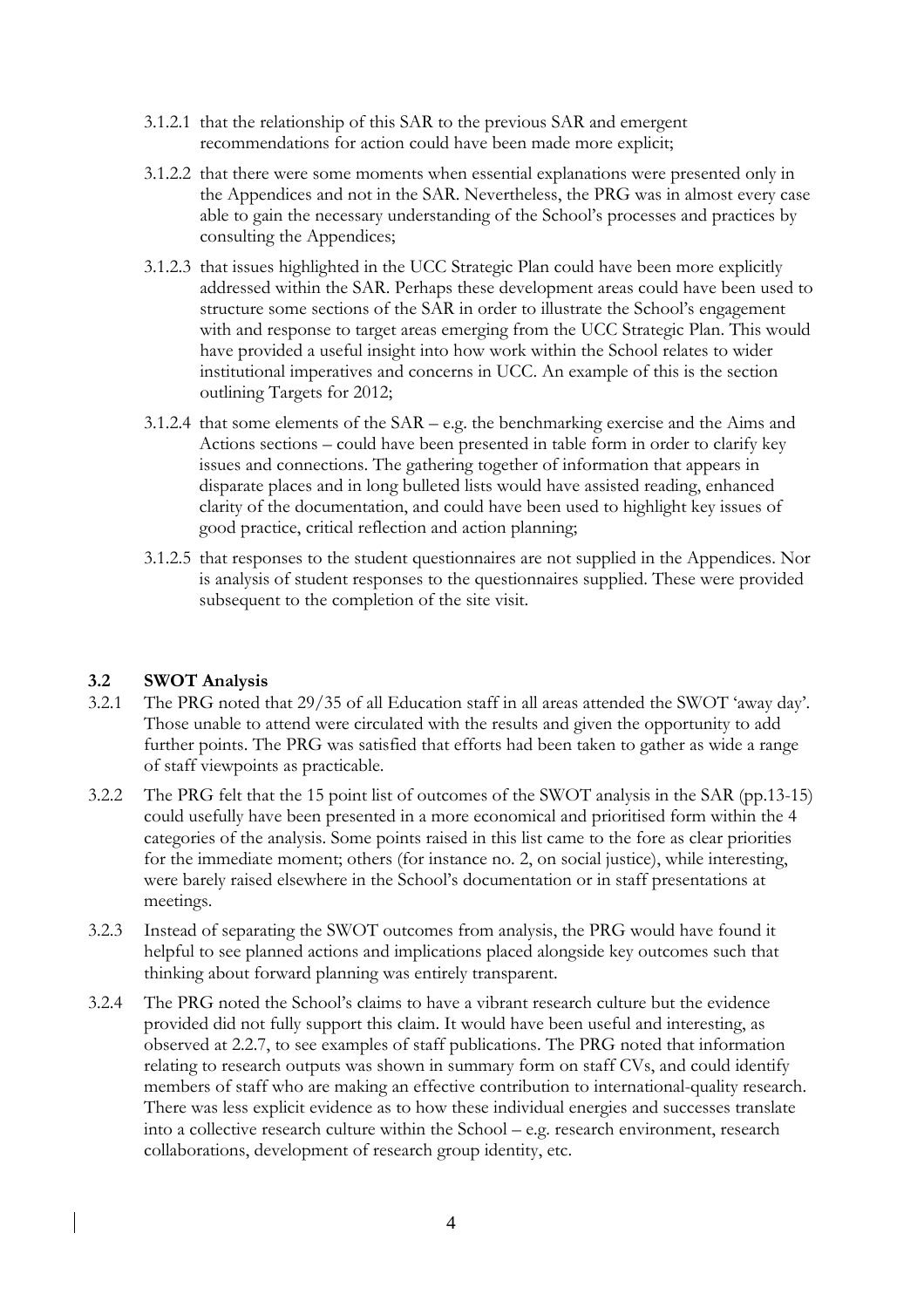3.1.2.1 that the relationship of this SAR to the previous SAR and emergent recommendations for action could have been made more explicit;

3.1.2.2 that there were some moments when essential explanations were presented only in the Appendices and not in the SAR. Nevertheless, the PRG was in almost every case able to gain the necessary understanding of the School's processes and practices by consulting the Appendices;

3.1.2.3 that issues highlighted in the UCC Strategic Plan could have been more explicitly addressed within the SAR. Perhaps these development areas could have been used to structure some sections of the SAR in order to illustrate the School's engagement with and response to target areas emerging from the UCC Strategic Plan. This would have provided a useful insight into how work within the School relates to wider institutional imperatives and concerns in UCC. An example of this is the section outlining Targets for 2012;

3.1.2.4 that some elements of the SAR – e.g. the benchmarking exercise and the Aims and Actions sections – could have been presented in table form in order to clarify key issues and connections. The gathering together of information that appears in disparate places and in long bulleted lists would have assisted reading, enhanced clarity of the documentation, and could have been used to highlight key issues of good practice, critical reflection and action planning;

3.1.2.5 that responses to the student questionnaires are not supplied in the Appendices. Nor is analysis of student responses to the questionnaires supplied. These were provided subsequent to the completion of the site visit.

### 3.2 SWOT Analysis

3.2.1 The PRG noted that 29/35 of all Education staff in all areas attended the SWOT 'away day'. Those unable to attend were circulated with the results and given the opportunity to add further points. The PRG was satisfied that efforts had been taken to gather as wide a range of staff viewpoints as practicable.

3.2.2 The PRG felt that the 15 point list of outcomes of the SWOT analysis in the SAR (pp.13-15) could usefully have been presented in a more economical and prioritised form within the 4 categories of the analysis. Some points raised in this list came to the fore as clear priorities for the immediate moment; others (for instance no. 2, on social justice), while interesting, were barely raised elsewhere in the School's documentation or in staff presentations at meetings.

3.2.3 Instead of separating the SWOT outcomes from analysis, the PRG would have found it helpful to see planned actions and implications placed alongside key outcomes such that thinking about forward planning was entirely transparent.

3.2.4 The PRG noted the School's claims to have a vibrant research culture but the evidence provided did not fully support this claim. It would have been useful and interesting, as observed at 2.2.7, to see examples of staff publications. The PRG noted that information relating to research outputs was shown in summary form on staff CVs, and could identify members of staff who are making an effective contribution to international-quality research. There was less explicit evidence as to how these individual energies and successes translate into a collective research culture within the School – e.g. research environment, research collaborations, development of research group identity, etc.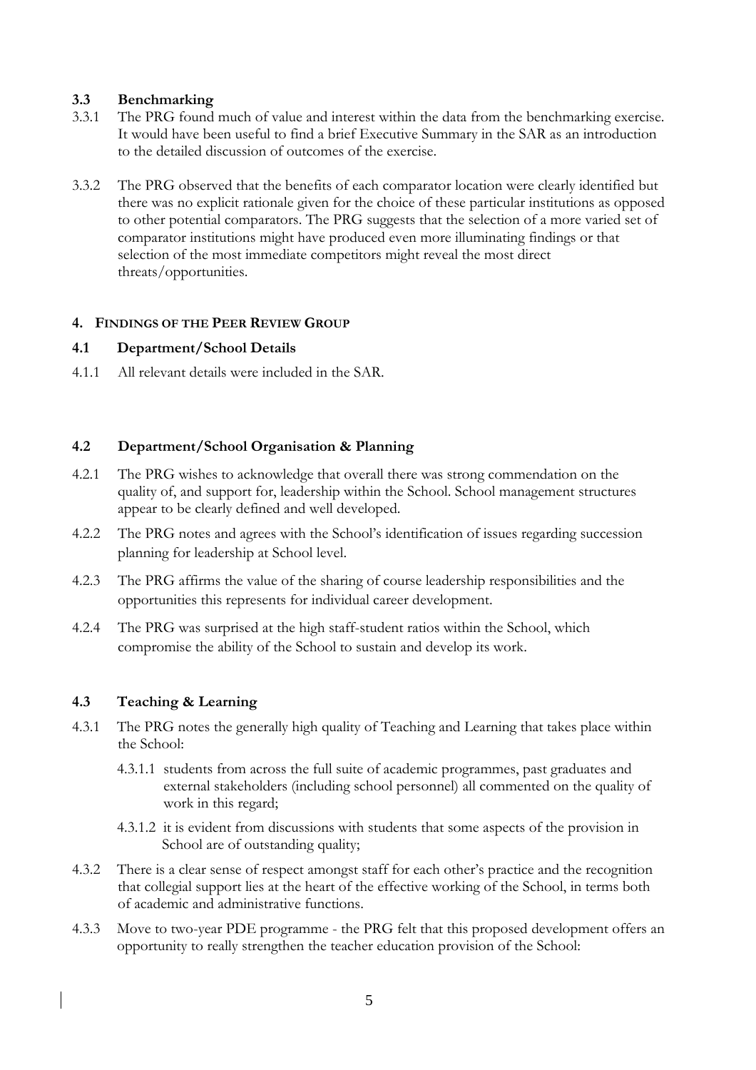### 3.3 Benchmarking

3.3.1 The PRG found much of value and interest within the data from the benchmarking exercise. It would have been useful to find a brief Executive Summary in the SAR as an introduction to the detailed discussion of outcomes of the exercise.

3.3.2 The PRG observed that the benefits of each comparator location were clearly identified but there was no explicit rationale given for the choice of these particular institutions as opposed to other potential comparators. The PRG suggests that the selection of a more varied set of comparator institutions might have produced even more illuminating findings or that selection of the most immediate competitors might reveal the most direct threats/opportunities.

## 4. FINDINGS OF THE PEER REVIEW GROUP

### 4.1 Department/School Details

4.1.1 All relevant details were included in the SAR.

### 4.2 Department/School Organisation & Planning

4.2.1 The PRG wishes to acknowledge that overall there was strong commendation on the quality of, and support for, leadership within the School. School management structures appear to be clearly defined and well developed.

4.2.2 The PRG notes and agrees with the School's identification of issues regarding succession planning for leadership at School level.

4.2.3 The PRG affirms the value of the sharing of course leadership responsibilities and the opportunities this represents for individual career development.

4.2.4 The PRG was surprised at the high staff-student ratios within the School, which compromise the ability of the School to sustain and develop its work.

### 4.3 Teaching & Learning

4.3.1 The PRG notes the generally high quality of Teaching and Learning that takes place within the School:

- 4.3.1.1 students from across the full suite of academic programmes, past graduates and external stakeholders (including school personnel) all commented on the quality of work in this regard;
- 4.3.1.2 it is evident from discussions with students that some aspects of the provision in School are of outstanding quality;

4.3.2 There is a clear sense of respect amongst staff for each other's practice and the recognition that collegial support lies at the heart of the effective working of the School, in terms both of academic and administrative functions.

4.3.3 Move to two-year PDE programme - the PRG felt that this proposed development offers an opportunity to really strengthen the teacher education provision of the School: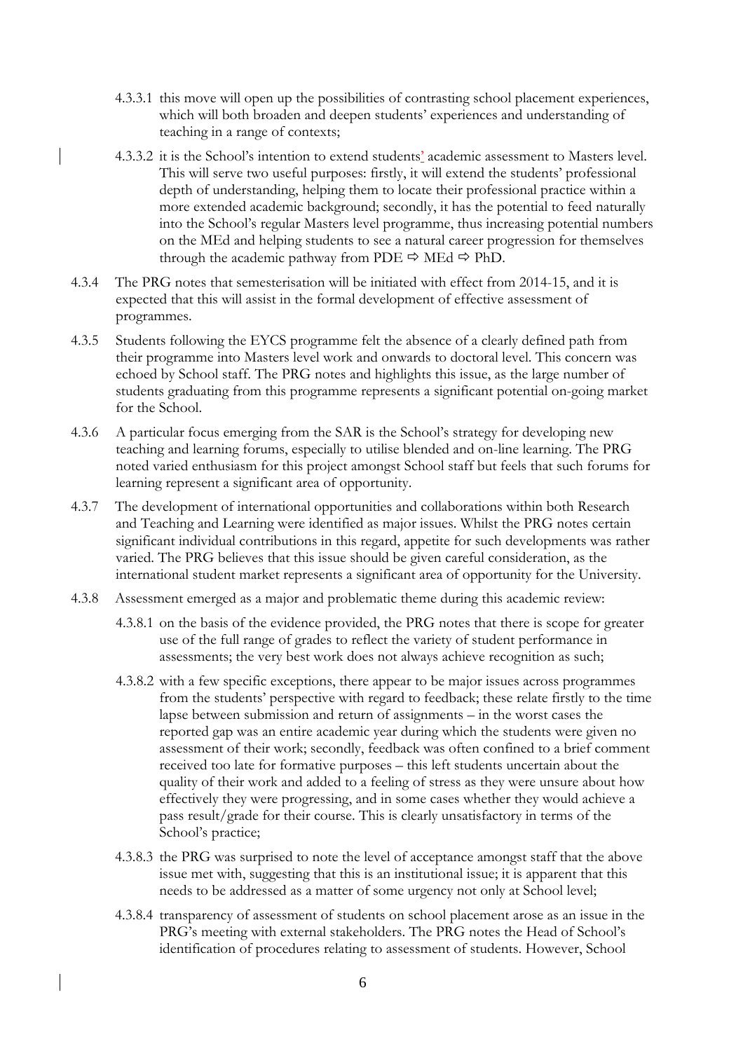4.3.3.1 this move will open up the possibilities of contrasting school placement experiences, which will both broaden and deepen students' experiences and understanding of teaching in a range of contexts;

4.3.3.2 it is the School's intention to extend students' academic assessment to Masters level. This will serve two useful purposes: firstly, it will extend the students' professional depth of understanding, helping them to locate their professional practice within a more extended academic background; secondly, it has the potential to feed naturally into the School's regular Masters level programme, thus increasing potential numbers on the MEd and helping students to see a natural career progression for themselves through the academic pathway from PDE ⇨ MEd ⇨ PhD.

4.3.4 The PRG notes that semesterisation will be initiated with effect from 2014-15, and it is expected that this will assist in the formal development of effective assessment of programmes.

4.3.5 Students following the EYCS programme felt the absence of a clearly defined path from their programme into Masters level work and onwards to doctoral level. This concern was echoed by School staff. The PRG notes and highlights this issue, as the large number of students graduating from this programme represents a significant potential on-going market for the School.

4.3.6 A particular focus emerging from the SAR is the School's strategy for developing new teaching and learning forums, especially to utilise blended and on-line learning. The PRG noted varied enthusiasm for this project amongst School staff but feels that such forums for learning represent a significant area of opportunity.

4.3.7 The development of international opportunities and collaborations within both Research and Teaching and Learning were identified as major issues. Whilst the PRG notes certain significant individual contributions in this regard, appetite for such developments was rather varied. The PRG believes that this issue should be given careful consideration, as the international student market represents a significant area of opportunity for the University.

4.3.8 Assessment emerged as a major and problematic theme during this academic review:

4.3.8.1 on the basis of the evidence provided, the PRG notes that there is scope for greater use of the full range of grades to reflect the variety of student performance in assessments; the very best work does not always achieve recognition as such;

4.3.8.2 with a few specific exceptions, there appear to be major issues across programmes from the students' perspective with regard to feedback; these relate firstly to the time lapse between submission and return of assignments – in the worst cases the reported gap was an entire academic year during which the students were given no assessment of their work; secondly, feedback was often confined to a brief comment received too late for formative purposes – this left students uncertain about the quality of their work and added to a feeling of stress as they were unsure about how effectively they were progressing, and in some cases whether they would achieve a pass result/grade for their course. This is clearly unsatisfactory in terms of the School's practice;

4.3.8.3 the PRG was surprised to note the level of acceptance amongst staff that the above issue met with, suggesting that this is an institutional issue; it is apparent that this needs to be addressed as a matter of some urgency not only at School level;

4.3.8.4 transparency of assessment of students on school placement arose as an issue in the PRG's meeting with external stakeholders. The PRG notes the Head of School's identification of procedures relating to assessment of students. However, School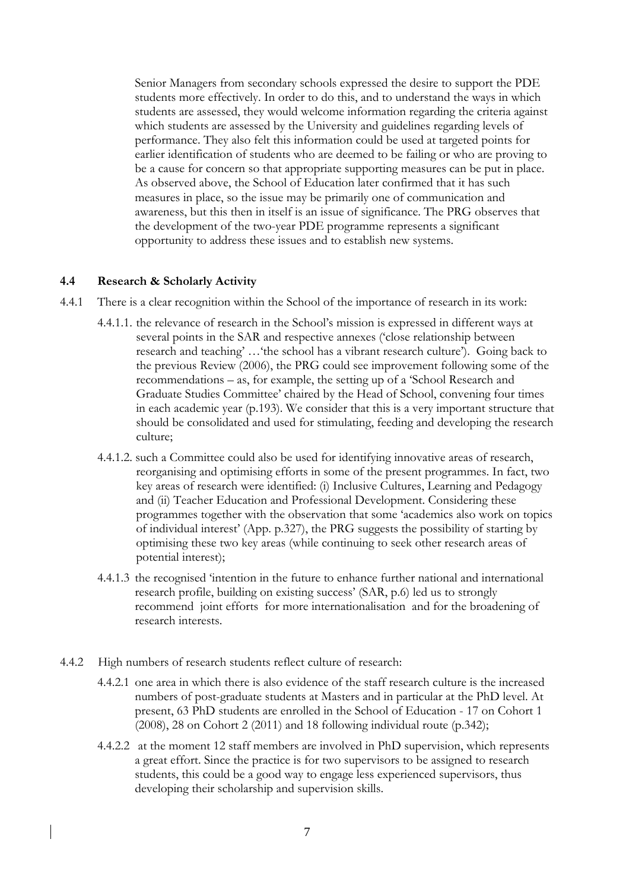Senior Managers from secondary schools expressed the desire to support the PDE students more effectively. In order to do this, and to understand the ways in which students are assessed, they would welcome information regarding the criteria against which students are assessed by the University and guidelines regarding levels of performance. They also felt this information could be used at targeted points for earlier identification of students who are deemed to be failing or who are proving to be a cause for concern so that appropriate supporting measures can be put in place. As observed above, the School of Education later confirmed that it has such measures in place, so the issue may be primarily one of communication and awareness, but this then in itself is an issue of significance. The PRG observes that the development of the two-year PDE programme represents a significant opportunity to address these issues and to establish new systems.

### 4.4 Research & Scholarly Activity

4.4.1 There is a clear recognition within the School of the importance of research in its work:

4.4.1.1. the relevance of research in the School's mission is expressed in different ways at several points in the SAR and respective annexes ('close relationship between research and teaching' …'the school has a vibrant research culture'). Going back to the previous Review (2006), the PRG could see improvement following some of the recommendations – as, for example, the setting up of a 'School Research and Graduate Studies Committee' chaired by the Head of School, convening four times in each academic year (p.193). We consider that this is a very important structure that should be consolidated and used for stimulating, feeding and developing the research culture;

4.4.1.2. such a Committee could also be used for identifying innovative areas of research, reorganising and optimising efforts in some of the present programmes. In fact, two key areas of research were identified: (i) Inclusive Cultures, Learning and Pedagogy and (ii) Teacher Education and Professional Development. Considering these programmes together with the observation that some 'academics also work on topics of individual interest' (App. p.327), the PRG suggests the possibility of starting by optimising these two key areas (while continuing to seek other research areas of potential interest);

4.4.1.3 the recognised 'intention in the future to enhance further national and international research profile, building on existing success' (SAR, p.6) led us to strongly recommend joint efforts for more internationalisation and for the broadening of research interests.

4.4.2 High numbers of research students reflect culture of research:

4.4.2.1 one area in which there is also evidence of the staff research culture is the increased numbers of post-graduate students at Masters and in particular at the PhD level. At present, 63 PhD students are enrolled in the School of Education - 17 on Cohort 1 (2008), 28 on Cohort 2 (2011) and 18 following individual route (p.342);

4.4.2.2 at the moment 12 staff members are involved in PhD supervision, which represents a great effort. Since the practice is for two supervisors to be assigned to research students, this could be a good way to engage less experienced supervisors, thus developing their scholarship and supervision skills.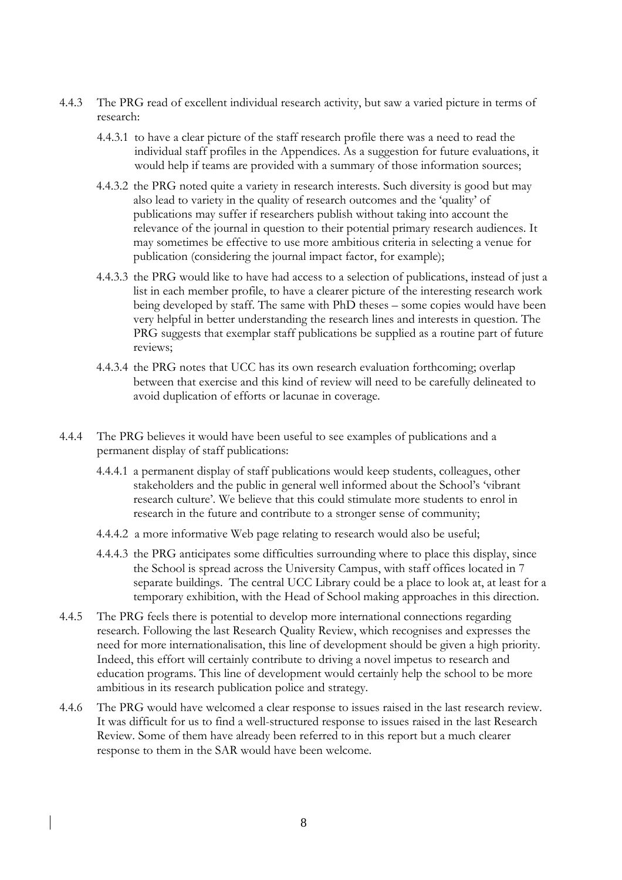4.4.3 The PRG read of excellent individual research activity, but saw a varied picture in terms of research:

4.4.3.1 to have a clear picture of the staff research profile there was a need to read the individual staff profiles in the Appendices. As a suggestion for future evaluations, it would help if teams are provided with a summary of those information sources;

4.4.3.2 the PRG noted quite a variety in research interests. Such diversity is good but may also lead to variety in the quality of research outcomes and the 'quality' of publications may suffer if researchers publish without taking into account the relevance of the journal in question to their potential primary research audiences. It may sometimes be effective to use more ambitious criteria in selecting a venue for publication (considering the journal impact factor, for example);

4.4.3.3 the PRG would like to have had access to a selection of publications, instead of just a list in each member profile, to have a clearer picture of the interesting research work being developed by staff. The same with PhD theses – some copies would have been very helpful in better understanding the research lines and interests in question. The PRG suggests that exemplar staff publications be supplied as a routine part of future reviews;

4.4.3.4 the PRG notes that UCC has its own research evaluation forthcoming; overlap between that exercise and this kind of review will need to be carefully delineated to avoid duplication of efforts or lacunae in coverage.

4.4.4 The PRG believes it would have been useful to see examples of publications and a permanent display of staff publications:

4.4.4.1 a permanent display of staff publications would keep students, colleagues, other stakeholders and the public in general well informed about the School's 'vibrant research culture'. We believe that this could stimulate more students to enrol in research in the future and contribute to a stronger sense of community;

4.4.4.2 a more informative Web page relating to research would also be useful;

4.4.4.3 the PRG anticipates some difficulties surrounding where to place this display, since the School is spread across the University Campus, with staff offices located in 7 separate buildings. The central UCC Library could be a place to look at, at least for a temporary exhibition, with the Head of School making approaches in this direction.

4.4.5 The PRG feels there is potential to develop more international connections regarding research. Following the last Research Quality Review, which recognises and expresses the need for more internationalisation, this line of development should be given a high priority. Indeed, this effort will certainly contribute to driving a novel impetus to research and education programs. This line of development would certainly help the school to be more ambitious in its research publication police and strategy.

4.4.6 The PRG would have welcomed a clear response to issues raised in the last research review. It was difficult for us to find a well-structured response to issues raised in the last Research Review. Some of them have already been referred to in this report but a much clearer response to them in the SAR would have been welcome.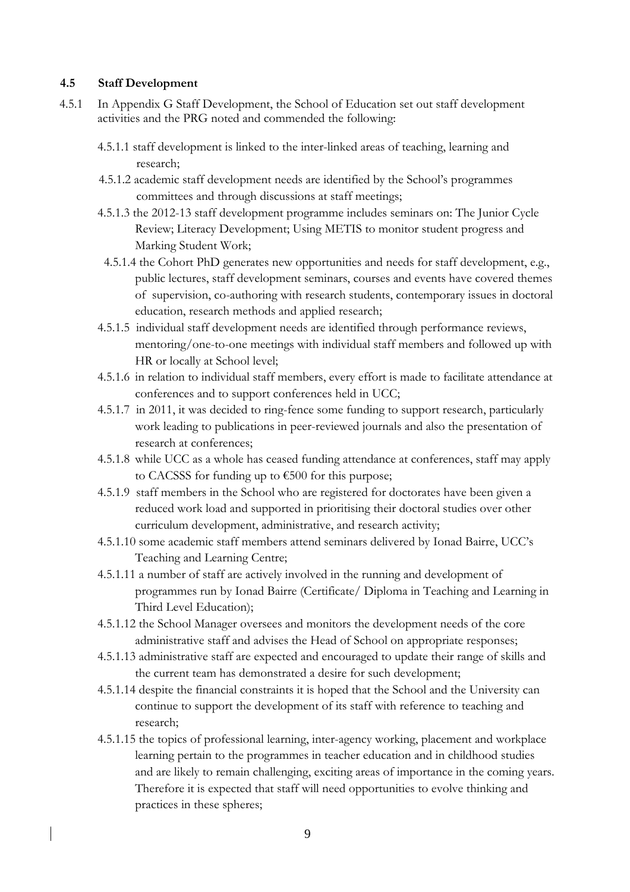### 4.5 Staff Development

4.5.1 In Appendix G Staff Development, the School of Education set out staff development activities and the PRG noted and commended the following:

4.5.1.1 staff development is linked to the inter-linked areas of teaching, learning and research;

4.5.1.2 academic staff development needs are identified by the School's programmes committees and through discussions at staff meetings;

4.5.1.3 the 2012-13 staff development programme includes seminars on: The Junior Cycle Review; Literacy Development; Using METIS to monitor student progress and Marking Student Work;

4.5.1.4 the Cohort PhD generates new opportunities and needs for staff development, e.g., public lectures, staff development seminars, courses and events have covered themes of supervision, co-authoring with research students, contemporary issues in doctoral education, research methods and applied research;

4.5.1.5 individual staff development needs are identified through performance reviews, mentoring/one-to-one meetings with individual staff members and followed up with HR or locally at School level;

4.5.1.6 in relation to individual staff members, every effort is made to facilitate attendance at conferences and to support conferences held in UCC;

4.5.1.7 in 2011, it was decided to ring-fence some funding to support research, particularly work leading to publications in peer-reviewed journals and also the presentation of research at conferences;

4.5.1.8 while UCC as a whole has ceased funding attendance at conferences, staff may apply to CACSSS for funding up to €500 for this purpose;

4.5.1.9 staff members in the School who are registered for doctorates have been given a reduced work load and supported in prioritising their doctoral studies over other curriculum development, administrative, and research activity;

4.5.1.10 some academic staff members attend seminars delivered by Ionad Bairre, UCC's Teaching and Learning Centre;

4.5.1.11 a number of staff are actively involved in the running and development of programmes run by Ionad Bairre (Certificate/ Diploma in Teaching and Learning in Third Level Education);

4.5.1.12 the School Manager oversees and monitors the development needs of the core administrative staff and advises the Head of School on appropriate responses;

4.5.1.13 administrative staff are expected and encouraged to update their range of skills and the current team has demonstrated a desire for such development;

4.5.1.14 despite the financial constraints it is hoped that the School and the University can continue to support the development of its staff with reference to teaching and research;

4.5.1.15 the topics of professional learning, inter-agency working, placement and workplace learning pertain to the programmes in teacher education and in childhood studies and are likely to remain challenging, exciting areas of importance in the coming years. Therefore it is expected that staff will need opportunities to evolve thinking and practices in these spheres;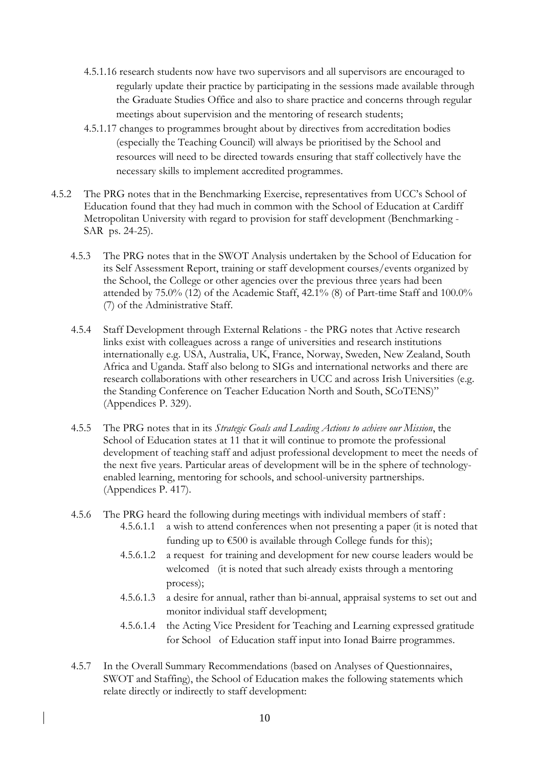4.5.1.16 research students now have two supervisors and all supervisors are encouraged to regularly update their practice by participating in the sessions made available through the Graduate Studies Office and also to share practice and concerns through regular meetings about supervision and the mentoring of research students;

4.5.1.17 changes to programmes brought about by directives from accreditation bodies (especially the Teaching Council) will always be prioritised by the School and resources will need to be directed towards ensuring that staff collectively have the necessary skills to implement accredited programmes.

4.5.2 The PRG notes that in the Benchmarking Exercise, representatives from UCC's School of Education found that they had much in common with the School of Education at Cardiff Metropolitan University with regard to provision for staff development (Benchmarking - SAR ps. 24-25).

4.5.3 The PRG notes that in the SWOT Analysis undertaken by the School of Education for its Self Assessment Report, training or staff development courses/events organized by the School, the College or other agencies over the previous three years had been attended by 75.0% (12) of the Academic Staff, 42.1% (8) of Part-time Staff and 100.0% (7) of the Administrative Staff.

4.5.4 Staff Development through External Relations - the PRG notes that Active research links exist with colleagues across a range of universities and research institutions internationally e.g. USA, Australia, UK, France, Norway, Sweden, New Zealand, South Africa and Uganda. Staff also belong to SIGs and international networks and there are research collaborations with other researchers in UCC and across Irish Universities (e.g. the Standing Conference on Teacher Education North and South, SCoTENS)" (Appendices P. 329).

4.5.5 The PRG notes that in its *Strategic Goals and Leading Actions to achieve our Mission*, the School of Education states at 11 that it will continue to promote the professional development of teaching staff and adjust professional development to meet the needs of the next five years. Particular areas of development will be in the sphere of technology-enabled learning, mentoring for schools, and school-university partnerships. (Appendices P. 417).

4.5.6 The PRG heard the following during meetings with individual members of staff :

4.5.6.1.1 a wish to attend conferences when not presenting a paper (it is noted that funding up to €500 is available through College funds for this);

4.5.6.1.2 a request for training and development for new course leaders would be welcomed (it is noted that such already exists through a mentoring process);

4.5.6.1.3 a desire for annual, rather than bi-annual, appraisal systems to set out and monitor individual staff development;

4.5.6.1.4 the Acting Vice President for Teaching and Learning expressed gratitude for School of Education staff input into Ionad Bairre programmes.

4.5.7 In the Overall Summary Recommendations (based on Analyses of Questionnaires, SWOT and Staffing), the School of Education makes the following statements which relate directly or indirectly to staff development: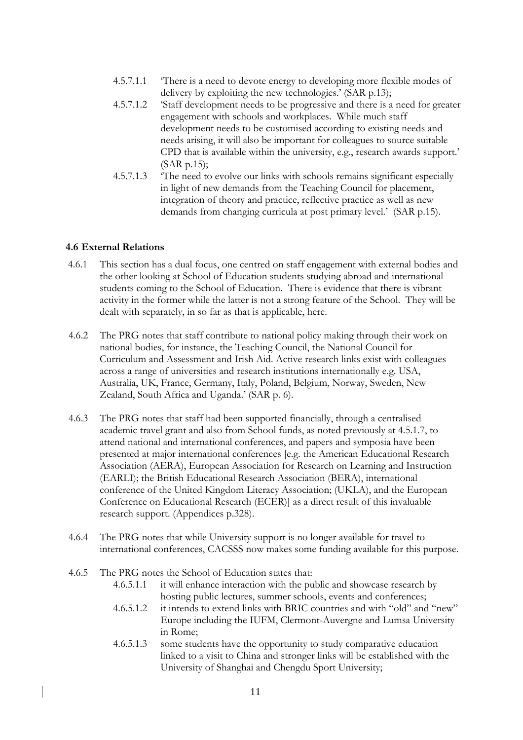4.5.7.1.1 'There is a need to devote energy to developing more flexible modes of delivery by exploiting the new technologies.' (SAR p.13);

4.5.7.1.2 'Staff development needs to be progressive and there is a need for greater engagement with schools and workplaces. While much staff development needs to be customised according to existing needs and needs arising, it will also be important for colleagues to source suitable CPD that is available within the university, e.g., research awards support.' (SAR p.15);

4.5.7.1.3 'The need to evolve our links with schools remains significant especially in light of new demands from the Teaching Council for placement, integration of theory and practice, reflective practice as well as new demands from changing curricula at post primary level.' (SAR p.15).

### 4.6 External Relations

4.6.1 This section has a dual focus, one centred on staff engagement with external bodies and the other looking at School of Education students studying abroad and international students coming to the School of Education. There is evidence that there is vibrant activity in the former while the latter is not a strong feature of the School. They will be dealt with separately, in so far as that is applicable, here.

4.6.2 The PRG notes that staff contribute to national policy making through their work on national bodies, for instance, the Teaching Council, the National Council for Curriculum and Assessment and Irish Aid. Active research links exist with colleagues across a range of universities and research institutions internationally e.g. USA, Australia, UK, France, Germany, Italy, Poland, Belgium, Norway, Sweden, New Zealand, South Africa and Uganda.' (SAR p. 6).

4.6.3 The PRG notes that staff had been supported financially, through a centralised academic travel grant and also from School funds, as noted previously at 4.5.1.7, to attend national and international conferences, and papers and symposia have been presented at major international conferences [e.g. the American Educational Research Association (AERA), European Association for Research on Learning and Instruction (EARLI); the British Educational Research Association (BERA), international conference of the United Kingdom Literacy Association; (UKLA), and the European Conference on Educational Research (ECER)] as a direct result of this invaluable research support. (Appendices p.328).

4.6.4 The PRG notes that while University support is no longer available for travel to international conferences, CACSSS now makes some funding available for this purpose.

4.6.5 The PRG notes the School of Education states that:

4.6.5.1.1 it will enhance interaction with the public and showcase research by hosting public lectures, summer schools, events and conferences;

4.6.5.1.2 it intends to extend links with BRIC countries and with "old" and "new" Europe including the IUFM, Clermont-Auvergne and Lumsa University in Rome;

4.6.5.1.3 some students have the opportunity to study comparative education linked to a visit to China and stronger links will be established with the University of Shanghai and Chengdu Sport University;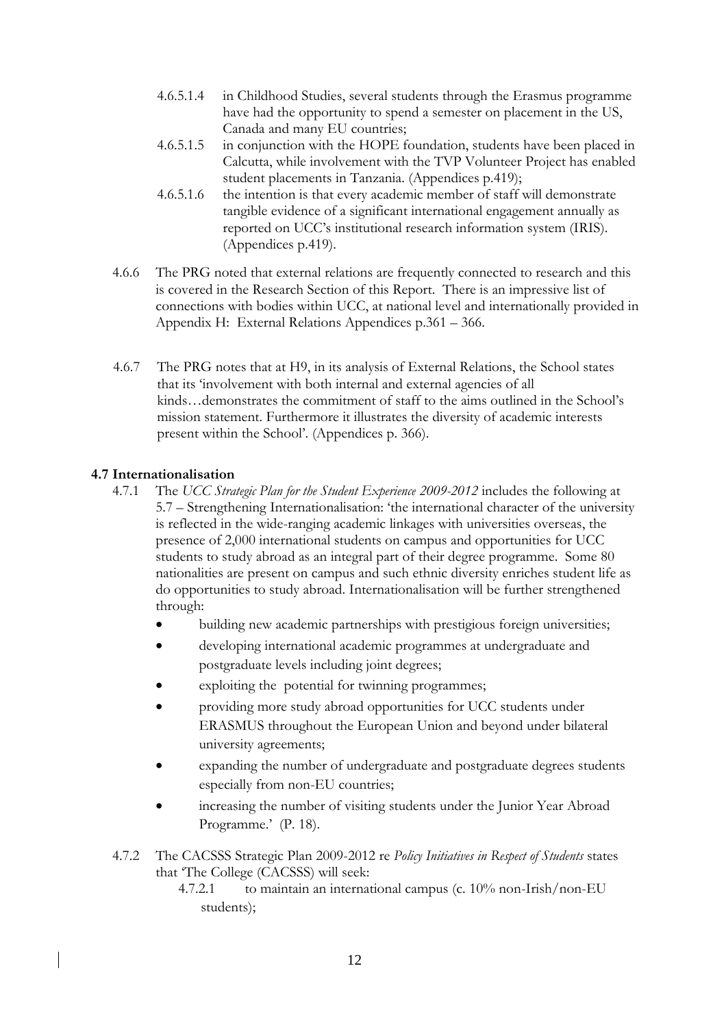4.6.5.1.4 in Childhood Studies, several students through the Erasmus programme have had the opportunity to spend a semester on placement in the US, Canada and many EU countries;

4.6.5.1.5 in conjunction with the HOPE foundation, students have been placed in Calcutta, while involvement with the TVP Volunteer Project has enabled student placements in Tanzania. (Appendices p.419);

4.6.5.1.6 the intention is that every academic member of staff will demonstrate tangible evidence of a significant international engagement annually as reported on UCC's institutional research information system (IRIS). (Appendices p.419).

4.6.6 The PRG noted that external relations are frequently connected to research and this is covered in the Research Section of this Report. There is an impressive list of connections with bodies within UCC, at national level and internationally provided in Appendix H: External Relations Appendices p.361 – 366.

4.6.7 The PRG notes that at H9, in its analysis of External Relations, the School states that its 'involvement with both internal and external agencies of all kinds…demonstrates the commitment of staff to the aims outlined in the School's mission statement. Furthermore it illustrates the diversity of academic interests present within the School'. (Appendices p. 366).

### 4.7 Internationalisation

4.7.1 The *UCC Strategic Plan for the Student Experience 2009-2012* includes the following at 5.7 – Strengthening Internationalisation: 'the international character of the university is reflected in the wide-ranging academic linkages with universities overseas, the presence of 2,000 international students on campus and opportunities for UCC students to study abroad as an integral part of their degree programme. Some 80 nationalities are present on campus and such ethnic diversity enriches student life as do opportunities to study abroad. Internationalisation will be further strengthened through:

- building new academic partnerships with prestigious foreign universities;
- developing international academic programmes at undergraduate and postgraduate levels including joint degrees;
- exploiting the potential for twinning programmes;
- providing more study abroad opportunities for UCC students under ERASMUS throughout the European Union and beyond under bilateral university agreements;
- expanding the number of undergraduate and postgraduate degrees students especially from non-EU countries;
- increasing the number of visiting students under the Junior Year Abroad Programme.' (P. 18).

4.7.2 The CACSSS Strategic Plan 2009-2012 re *Policy Initiatives in Respect of Students* states that 'The College (CACSSS) will seek:

4.7.2.1 to maintain an international campus (c. 10% non-Irish/non-EU students);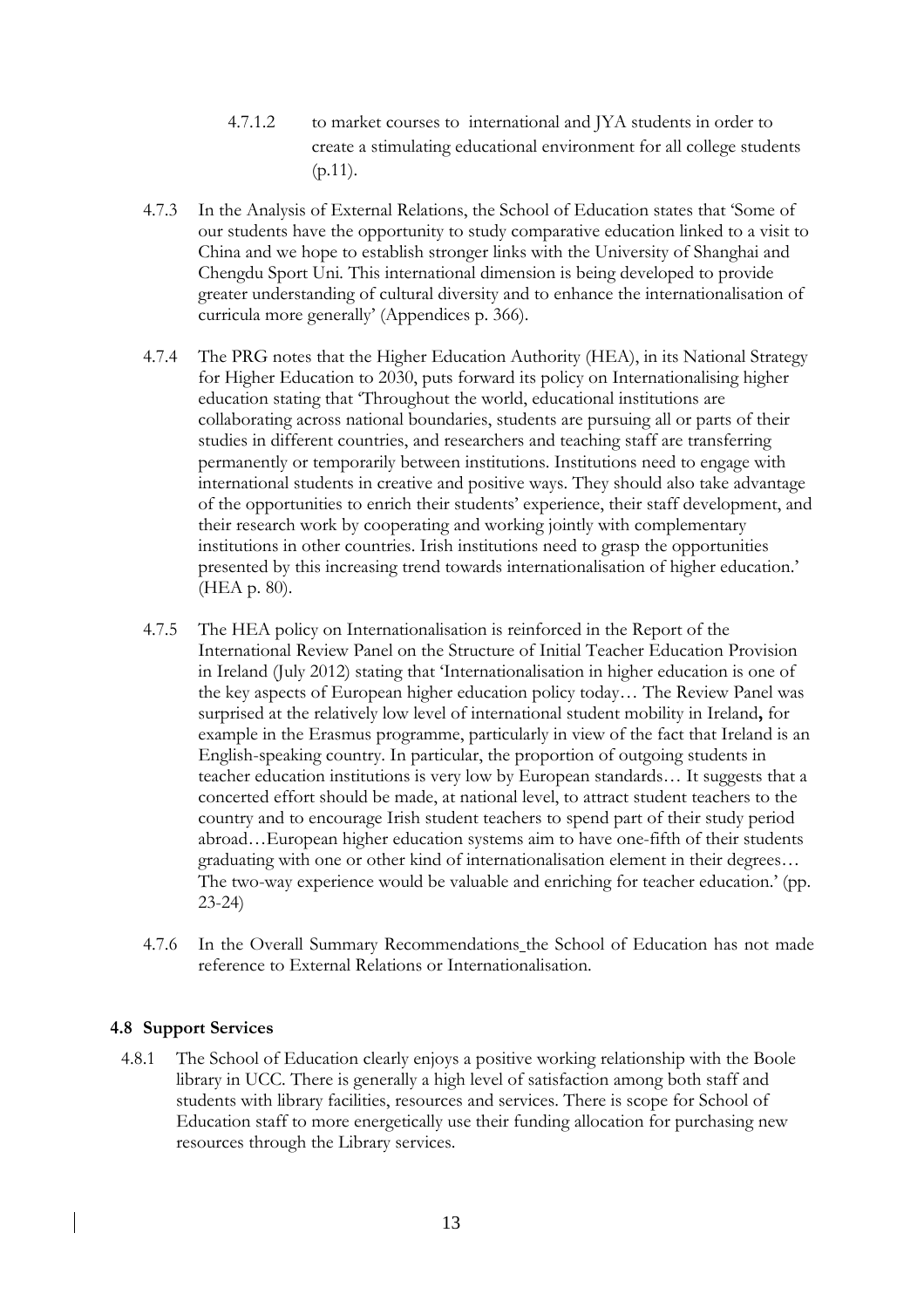4.7.1.2 to market courses to international and JYA students in order to create a stimulating educational environment for all college students (p.11).

4.7.3 In the Analysis of External Relations, the School of Education states that 'Some of our students have the opportunity to study comparative education linked to a visit to China and we hope to establish stronger links with the University of Shanghai and Chengdu Sport Uni. This international dimension is being developed to provide greater understanding of cultural diversity and to enhance the internationalisation of curricula more generally' (Appendices p. 366).

4.7.4 The PRG notes that the Higher Education Authority (HEA), in its National Strategy for Higher Education to 2030, puts forward its policy on Internationalising higher education stating that 'Throughout the world, educational institutions are collaborating across national boundaries, students are pursuing all or parts of their studies in different countries, and researchers and teaching staff are transferring permanently or temporarily between institutions. Institutions need to engage with international students in creative and positive ways. They should also take advantage of the opportunities to enrich their students' experience, their staff development, and their research work by cooperating and working jointly with complementary institutions in other countries. Irish institutions need to grasp the opportunities presented by this increasing trend towards internationalisation of higher education.' (HEA p. 80).

4.7.5 The HEA policy on Internationalisation is reinforced in the Report of the International Review Panel on the Structure of Initial Teacher Education Provision in Ireland (July 2012) stating that 'Internationalisation in higher education is one of the key aspects of European higher education policy today… The Review Panel was surprised at the relatively low level of international student mobility in Ireland**,** for example in the Erasmus programme, particularly in view of the fact that Ireland is an English-speaking country. In particular, the proportion of outgoing students in teacher education institutions is very low by European standards… It suggests that a concerted effort should be made, at national level, to attract student teachers to the country and to encourage Irish student teachers to spend part of their study period abroad…European higher education systems aim to have one-fifth of their students graduating with one or other kind of internationalisation element in their degrees… The two-way experience would be valuable and enriching for teacher education.' (pp. 23-24)

4.7.6 In the Overall Summary Recommendations the School of Education has not made reference to External Relations or Internationalisation.

### 4.8 Support Services

4.8.1 The School of Education clearly enjoys a positive working relationship with the Boole library in UCC. There is generally a high level of satisfaction among both staff and students with library facilities, resources and services. There is scope for School of Education staff to more energetically use their funding allocation for purchasing new resources through the Library services.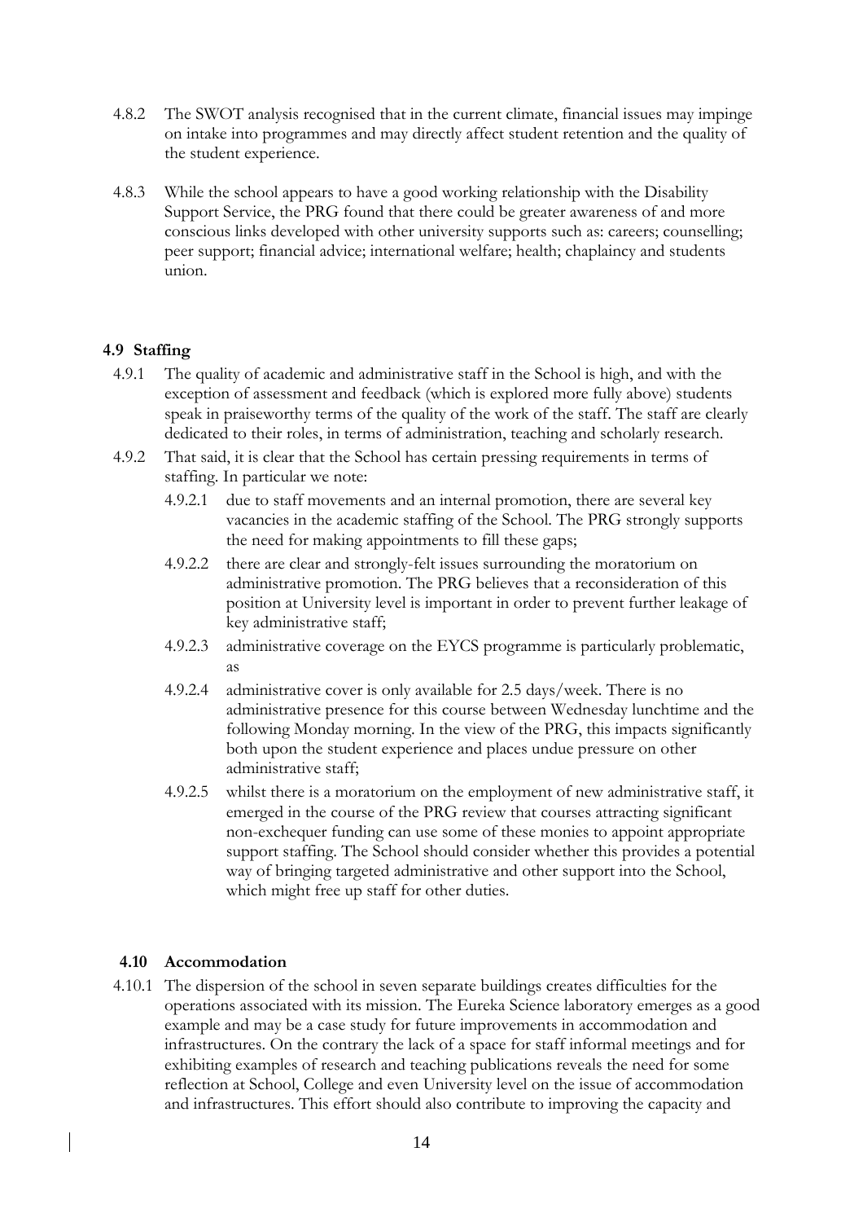4.8.2 The SWOT analysis recognised that in the current climate, financial issues may impinge on intake into programmes and may directly affect student retention and the quality of the student experience.

4.8.3 While the school appears to have a good working relationship with the Disability Support Service, the PRG found that there could be greater awareness of and more conscious links developed with other university supports such as: careers; counselling; peer support; financial advice; international welfare; health; chaplaincy and students union.

### 4.9 Staffing

4.9.1 The quality of academic and administrative staff in the School is high, and with the exception of assessment and feedback (which is explored more fully above) students speak in praiseworthy terms of the quality of the work of the staff. The staff are clearly dedicated to their roles, in terms of administration, teaching and scholarly research.

4.9.2 That said, it is clear that the School has certain pressing requirements in terms of staffing. In particular we note:

4.9.2.1 due to staff movements and an internal promotion, there are several key vacancies in the academic staffing of the School. The PRG strongly supports the need for making appointments to fill these gaps;

4.9.2.2 there are clear and strongly-felt issues surrounding the moratorium on administrative promotion. The PRG believes that a reconsideration of this position at University level is important in order to prevent further leakage of key administrative staff;

4.9.2.3 administrative coverage on the EYCS programme is particularly problematic, as

4.9.2.4 administrative cover is only available for 2.5 days/week. There is no administrative presence for this course between Wednesday lunchtime and the following Monday morning. In the view of the PRG, this impacts significantly both upon the student experience and places undue pressure on other administrative staff;

4.9.2.5 whilst there is a moratorium on the employment of new administrative staff, it emerged in the course of the PRG review that courses attracting significant non-exchequer funding can use some of these monies to appoint appropriate support staffing. The School should consider whether this provides a potential way of bringing targeted administrative and other support into the School, which might free up staff for other duties.

### 4.10 Accommodation

4.10.1 The dispersion of the school in seven separate buildings creates difficulties for the operations associated with its mission. The Eureka Science laboratory emerges as a good example and may be a case study for future improvements in accommodation and infrastructures. On the contrary the lack of a space for staff informal meetings and for exhibiting examples of research and teaching publications reveals the need for some reflection at School, College and even University level on the issue of accommodation and infrastructures. This effort should also contribute to improving the capacity and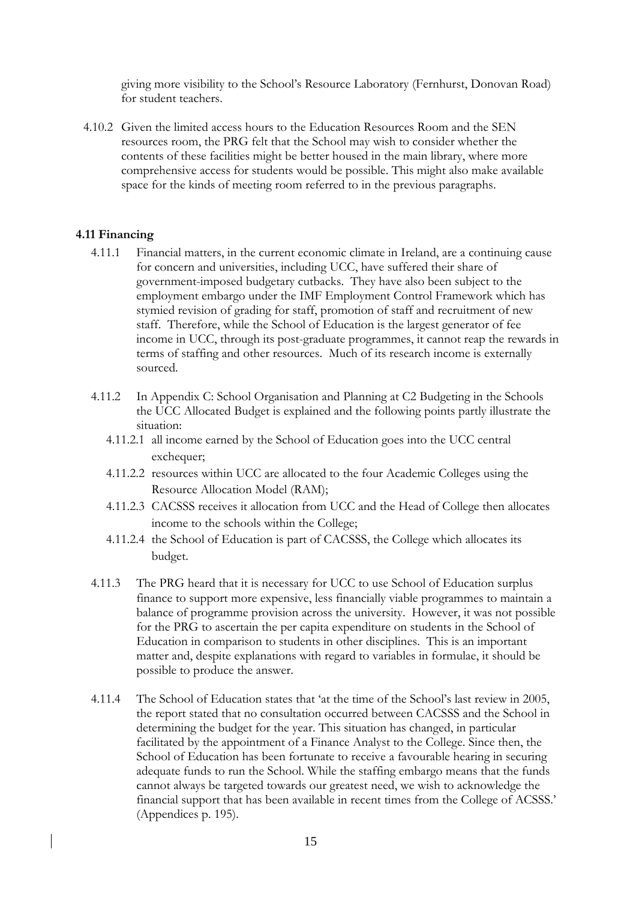giving more visibility to the School's Resource Laboratory (Fernhurst, Donovan Road) for student teachers.

4.10.2 Given the limited access hours to the Education Resources Room and the SEN resources room, the PRG felt that the School may wish to consider whether the contents of these facilities might be better housed in the main library, where more comprehensive access for students would be possible. This might also make available space for the kinds of meeting room referred to in the previous paragraphs.

**4.11 Financing**

4.11.1 Financial matters, in the current economic climate in Ireland, are a continuing cause for concern and universities, including UCC, have suffered their share of government-imposed budgetary cutbacks. They have also been subject to the employment embargo under the IMF Employment Control Framework which has stymied revision of grading for staff, promotion of staff and recruitment of new staff. Therefore, while the School of Education is the largest generator of fee income in UCC, through its post-graduate programmes, it cannot reap the rewards in terms of staffing and other resources. Much of its research income is externally sourced.

4.11.2 In Appendix C: School Organisation and Planning at C2 Budgeting in the Schools the UCC Allocated Budget is explained and the following points partly illustrate the situation:

4.11.2.1 all income earned by the School of Education goes into the UCC central exchequer;

4.11.2.2 resources within UCC are allocated to the four Academic Colleges using the Resource Allocation Model (RAM);

4.11.2.3 CACSSS receives it allocation from UCC and the Head of College then allocates income to the schools within the College;

4.11.2.4 the School of Education is part of CACSSS, the College which allocates its budget.

4.11.3 The PRG heard that it is necessary for UCC to use School of Education surplus finance to support more expensive, less financially viable programmes to maintain a balance of programme provision across the university. However, it was not possible for the PRG to ascertain the per capita expenditure on students in the School of Education in comparison to students in other disciplines. This is an important matter and, despite explanations with regard to variables in formulae, it should be possible to produce the answer.

4.11.4 The School of Education states that 'at the time of the School's last review in 2005, the report stated that no consultation occurred between CACSSS and the School in determining the budget for the year. This situation has changed, in particular facilitated by the appointment of a Finance Analyst to the College. Since then, the School of Education has been fortunate to receive a favourable hearing in securing adequate funds to run the School. While the staffing embargo means that the funds cannot always be targeted towards our greatest need, we wish to acknowledge the financial support that has been available in recent times from the College of ACSSS.' (Appendices p. 195).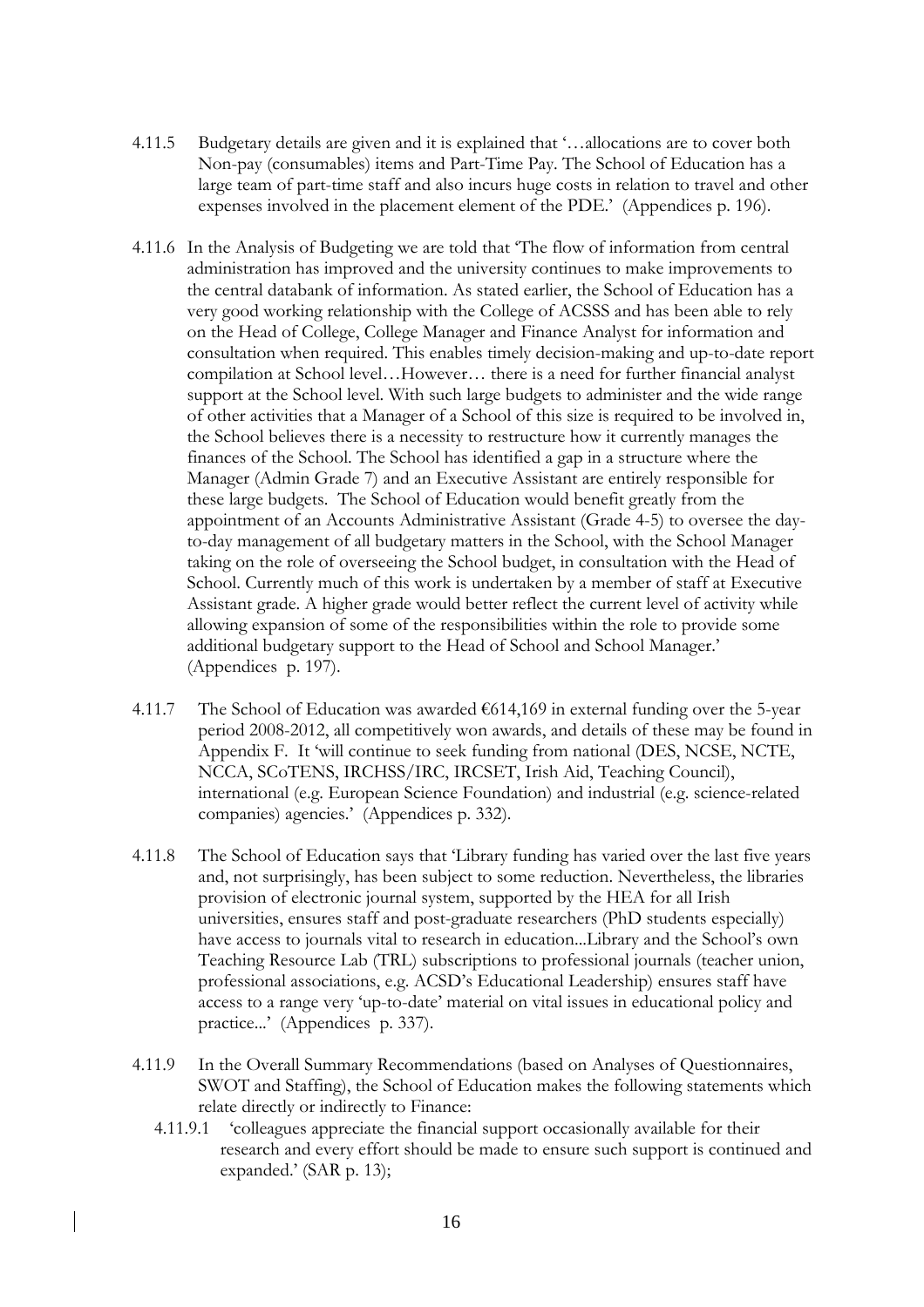4.11.5 Budgetary details are given and it is explained that '…allocations are to cover both Non-pay (consumables) items and Part-Time Pay. The School of Education has a large team of part-time staff and also incurs huge costs in relation to travel and other expenses involved in the placement element of the PDE.' (Appendices p. 196).

4.11.6 In the Analysis of Budgeting we are told that 'The flow of information from central administration has improved and the university continues to make improvements to the central databank of information. As stated earlier, the School of Education has a very good working relationship with the College of ACSSS and has been able to rely on the Head of College, College Manager and Finance Analyst for information and consultation when required. This enables timely decision-making and up-to-date report compilation at School level…However… there is a need for further financial analyst support at the School level. With such large budgets to administer and the wide range of other activities that a Manager of a School of this size is required to be involved in, the School believes there is a necessity to restructure how it currently manages the finances of the School. The School has identified a gap in a structure where the Manager (Admin Grade 7) and an Executive Assistant are entirely responsible for these large budgets. The School of Education would benefit greatly from the appointment of an Accounts Administrative Assistant (Grade 4-5) to oversee the day-to-day management of all budgetary matters in the School, with the School Manager taking on the role of overseeing the School budget, in consultation with the Head of School. Currently much of this work is undertaken by a member of staff at Executive Assistant grade. A higher grade would better reflect the current level of activity while allowing expansion of some of the responsibilities within the role to provide some additional budgetary support to the Head of School and School Manager.' (Appendices p. 197).

4.11.7 The School of Education was awarded €614,169 in external funding over the 5-year period 2008-2012, all competitively won awards, and details of these may be found in Appendix F. It 'will continue to seek funding from national (DES, NCSE, NCTE, NCCA, SCoTENS, IRCHSS/IRC, IRCSET, Irish Aid, Teaching Council), international (e.g. European Science Foundation) and industrial (e.g. science-related companies) agencies.' (Appendices p. 332).

4.11.8 The School of Education says that 'Library funding has varied over the last five years and, not surprisingly, has been subject to some reduction. Nevertheless, the libraries provision of electronic journal system, supported by the HEA for all Irish universities, ensures staff and post-graduate researchers (PhD students especially) have access to journals vital to research in education...Library and the School's own Teaching Resource Lab (TRL) subscriptions to professional journals (teacher union, professional associations, e.g. ACSD's Educational Leadership) ensures staff have access to a range very 'up-to-date' material on vital issues in educational policy and practice...' (Appendices p. 337).

4.11.9 In the Overall Summary Recommendations (based on Analyses of Questionnaires, SWOT and Staffing), the School of Education makes the following statements which relate directly or indirectly to Finance:

4.11.9.1 'colleagues appreciate the financial support occasionally available for their research and every effort should be made to ensure such support is continued and expanded.' (SAR p. 13);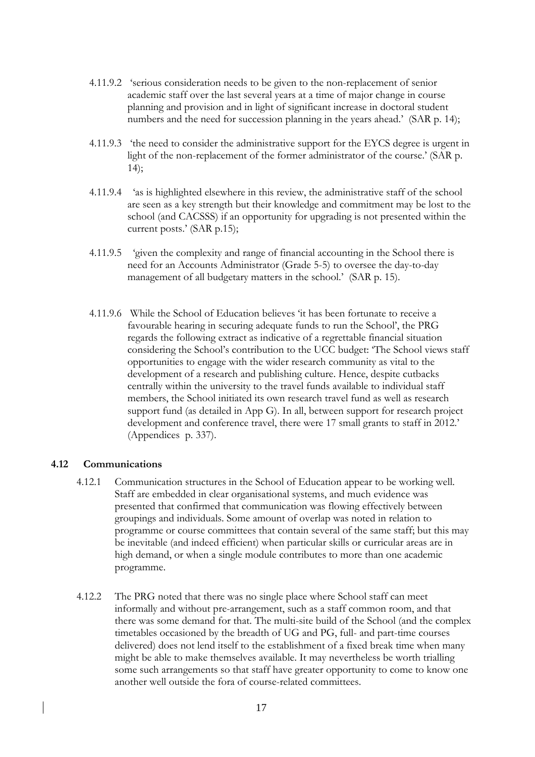4.11.9.2 'serious consideration needs to be given to the non-replacement of senior academic staff over the last several years at a time of major change in course planning and provision and in light of significant increase in doctoral student numbers and the need for succession planning in the years ahead.' (SAR p. 14);

4.11.9.3 'the need to consider the administrative support for the EYCS degree is urgent in light of the non-replacement of the former administrator of the course.' (SAR p. 14);

4.11.9.4 'as is highlighted elsewhere in this review, the administrative staff of the school are seen as a key strength but their knowledge and commitment may be lost to the school (and CACSSS) if an opportunity for upgrading is not presented within the current posts.' (SAR p.15);

4.11.9.5 'given the complexity and range of financial accounting in the School there is need for an Accounts Administrator (Grade 5-5) to oversee the day-to-day management of all budgetary matters in the school.' (SAR p. 15).

4.11.9.6 While the School of Education believes 'it has been fortunate to receive a favourable hearing in securing adequate funds to run the School', the PRG regards the following extract as indicative of a regrettable financial situation considering the School's contribution to the UCC budget: 'The School views staff opportunities to engage with the wider research community as vital to the development of a research and publishing culture. Hence, despite cutbacks centrally within the university to the travel funds available to individual staff members, the School initiated its own research travel fund as well as research support fund (as detailed in App G). In all, between support for research project development and conference travel, there were 17 small grants to staff in 2012.' (Appendices p. 337).

### 4.12 Communications

4.12.1 Communication structures in the School of Education appear to be working well. Staff are embedded in clear organisational systems, and much evidence was presented that confirmed that communication was flowing effectively between groupings and individuals. Some amount of overlap was noted in relation to programme or course committees that contain several of the same staff; but this may be inevitable (and indeed efficient) when particular skills or curricular areas are in high demand, or when a single module contributes to more than one academic programme.

4.12.2 The PRG noted that there was no single place where School staff can meet informally and without pre-arrangement, such as a staff common room, and that there was some demand for that. The multi-site build of the School (and the complex timetables occasioned by the breadth of UG and PG, full- and part-time courses delivered) does not lend itself to the establishment of a fixed break time when many might be able to make themselves available. It may nevertheless be worth trialling some such arrangements so that staff have greater opportunity to come to know one another well outside the fora of course-related committees.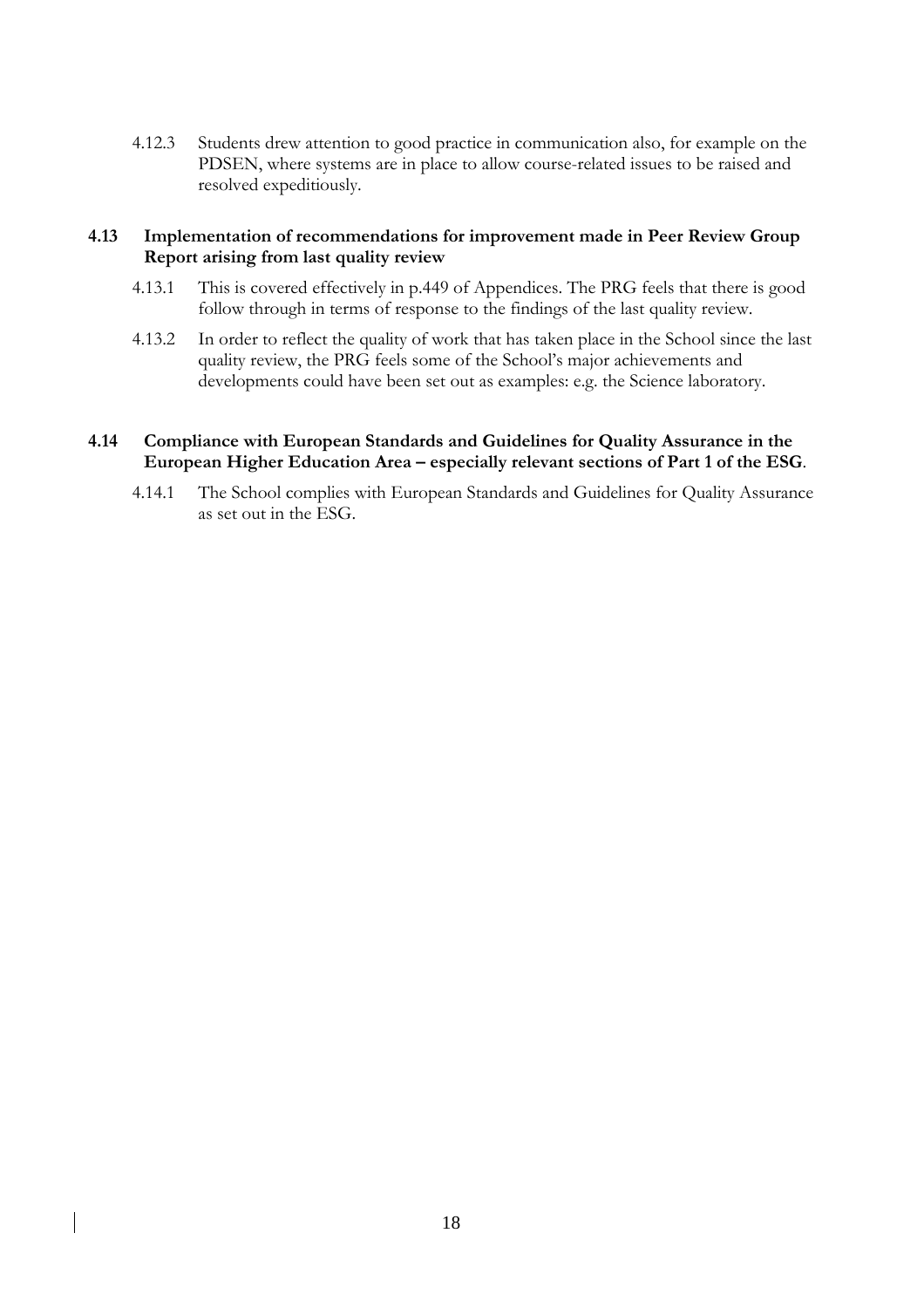4.12.3 Students drew attention to good practice in communication also, for example on the PDSEN, where systems are in place to allow course-related issues to be raised and resolved expeditiously.

### 4.13 Implementation of recommendations for improvement made in Peer Review Group Report arising from last quality review

4.13.1 This is covered effectively in p.449 of Appendices. The PRG feels that there is good follow through in terms of response to the findings of the last quality review.

4.13.2 In order to reflect the quality of work that has taken place in the School since the last quality review, the PRG feels some of the School's major achievements and developments could have been set out as examples: e.g. the Science laboratory.

### 4.14 Compliance with European Standards and Guidelines for Quality Assurance in the European Higher Education Area – especially relevant sections of Part 1 of the ESG.

4.14.1 The School complies with European Standards and Guidelines for Quality Assurance as set out in the ESG.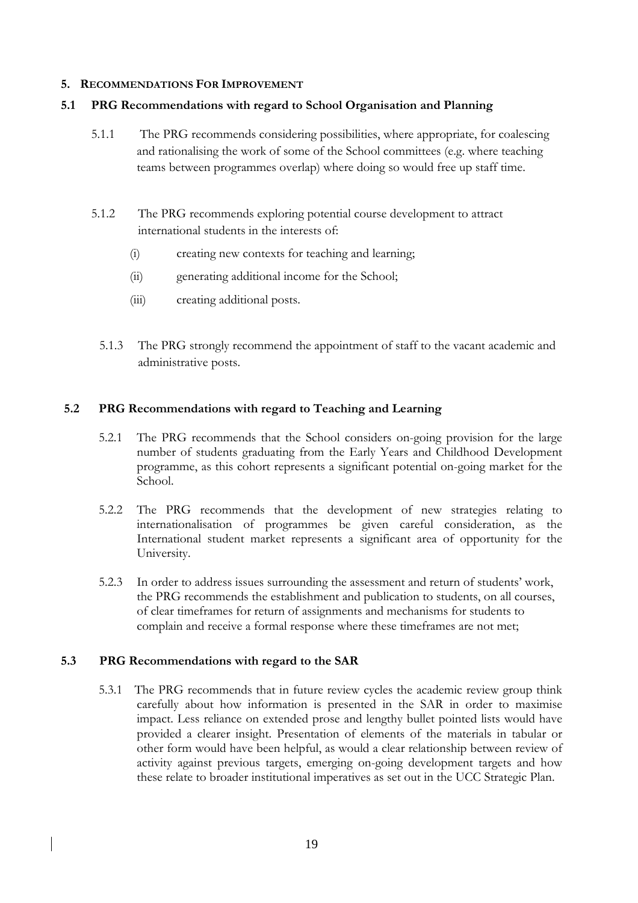## 5. Recommendations For Improvement

### 5.1 PRG Recommendations with regard to School Organisation and Planning

5.1.1 The PRG recommends considering possibilities, where appropriate, for coalescing and rationalising the work of some of the School committees (e.g. where teaching teams between programmes overlap) where doing so would free up staff time.

5.1.2 The PRG recommends exploring potential course development to attract international students in the interests of:

- (i) creating new contexts for teaching and learning;
- (ii) generating additional income for the School;
- (iii) creating additional posts.

5.1.3 The PRG strongly recommend the appointment of staff to the vacant academic and administrative posts.

### 5.2 PRG Recommendations with regard to Teaching and Learning

5.2.1 The PRG recommends that the School considers on-going provision for the large number of students graduating from the Early Years and Childhood Development programme, as this cohort represents a significant potential on-going market for the School.

5.2.2 The PRG recommends that the development of new strategies relating to internationalisation of programmes be given careful consideration, as the International student market represents a significant area of opportunity for the University.

5.2.3 In order to address issues surrounding the assessment and return of students' work, the PRG recommends the establishment and publication to students, on all courses, of clear timeframes for return of assignments and mechanisms for students to complain and receive a formal response where these timeframes are not met;

### 5.3 PRG Recommendations with regard to the SAR

5.3.1 The PRG recommends that in future review cycles the academic review group think carefully about how information is presented in the SAR in order to maximise impact. Less reliance on extended prose and lengthy bullet pointed lists would have provided a clearer insight. Presentation of elements of the materials in tabular or other form would have been helpful, as would a clear relationship between review of activity against previous targets, emerging on-going development targets and how these relate to broader institutional imperatives as set out in the UCC Strategic Plan.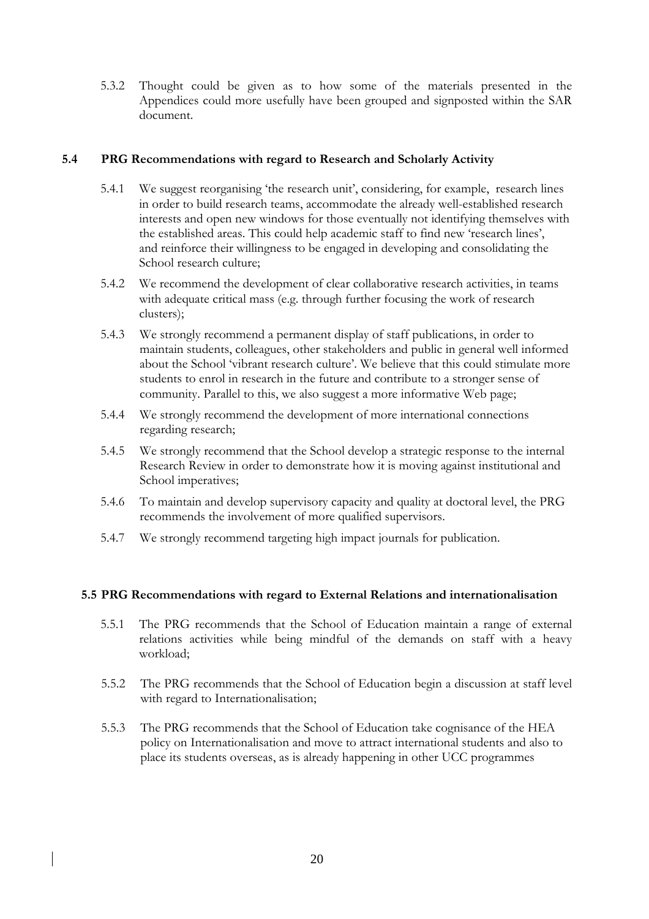5.3.2 Thought could be given as to how some of the materials presented in the Appendices could more usefully have been grouped and signposted within the SAR document.

### 5.4 PRG Recommendations with regard to Research and Scholarly Activity

5.4.1 We suggest reorganising 'the research unit', considering, for example, research lines in order to build research teams, accommodate the already well-established research interests and open new windows for those eventually not identifying themselves with the established areas. This could help academic staff to find new 'research lines', and reinforce their willingness to be engaged in developing and consolidating the School research culture;

5.4.2 We recommend the development of clear collaborative research activities, in teams with adequate critical mass (e.g. through further focusing the work of research clusters);

5.4.3 We strongly recommend a permanent display of staff publications, in order to maintain students, colleagues, other stakeholders and public in general well informed about the School 'vibrant research culture'. We believe that this could stimulate more students to enrol in research in the future and contribute to a stronger sense of community. Parallel to this, we also suggest a more informative Web page;

5.4.4 We strongly recommend the development of more international connections regarding research;

5.4.5 We strongly recommend that the School develop a strategic response to the internal Research Review in order to demonstrate how it is moving against institutional and School imperatives;

5.4.6 To maintain and develop supervisory capacity and quality at doctoral level, the PRG recommends the involvement of more qualified supervisors.

5.4.7 We strongly recommend targeting high impact journals for publication.

### 5.5 PRG Recommendations with regard to External Relations and internationalisation

5.5.1 The PRG recommends that the School of Education maintain a range of external relations activities while being mindful of the demands on staff with a heavy workload;

5.5.2 The PRG recommends that the School of Education begin a discussion at staff level with regard to Internationalisation;

5.5.3 The PRG recommends that the School of Education take cognisance of the HEA policy on Internationalisation and move to attract international students and also to place its students overseas, as is already happening in other UCC programmes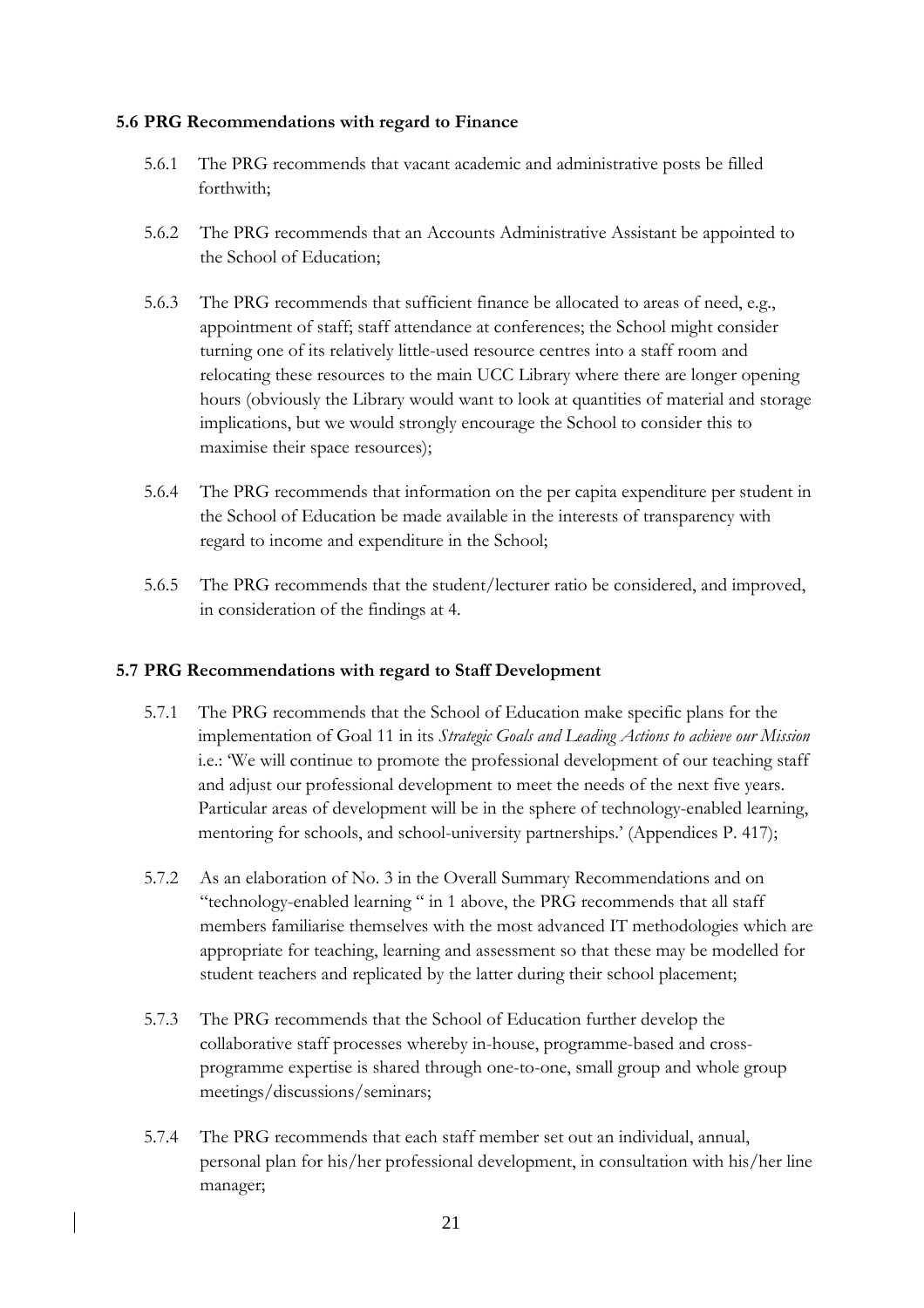### 5.6 PRG Recommendations with regard to Finance

5.6.1 The PRG recommends that vacant academic and administrative posts be filled forthwith;

5.6.2 The PRG recommends that an Accounts Administrative Assistant be appointed to the School of Education;

5.6.3 The PRG recommends that sufficient finance be allocated to areas of need, e.g., appointment of staff; staff attendance at conferences; the School might consider turning one of its relatively little-used resource centres into a staff room and relocating these resources to the main UCC Library where there are longer opening hours (obviously the Library would want to look at quantities of material and storage implications, but we would strongly encourage the School to consider this to maximise their space resources);

5.6.4 The PRG recommends that information on the per capita expenditure per student in the School of Education be made available in the interests of transparency with regard to income and expenditure in the School;

5.6.5 The PRG recommends that the student/lecturer ratio be considered, and improved, in consideration of the findings at 4.

### 5.7 PRG Recommendations with regard to Staff Development

5.7.1 The PRG recommends that the School of Education make specific plans for the implementation of Goal 11 in its *Strategic Goals and Leading Actions to achieve our Mission* i.e.: 'We will continue to promote the professional development of our teaching staff and adjust our professional development to meet the needs of the next five years. Particular areas of development will be in the sphere of technology-enabled learning, mentoring for schools, and school-university partnerships.' (Appendices P. 417);

5.7.2 As an elaboration of No. 3 in the Overall Summary Recommendations and on "technology-enabled learning " in 1 above, the PRG recommends that all staff members familiarise themselves with the most advanced IT methodologies which are appropriate for teaching, learning and assessment so that these may be modelled for student teachers and replicated by the latter during their school placement;

5.7.3 The PRG recommends that the School of Education further develop the collaborative staff processes whereby in-house, programme-based and cross-programme expertise is shared through one-to-one, small group and whole group meetings/discussions/seminars;

5.7.4 The PRG recommends that each staff member set out an individual, annual, personal plan for his/her professional development, in consultation with his/her line manager;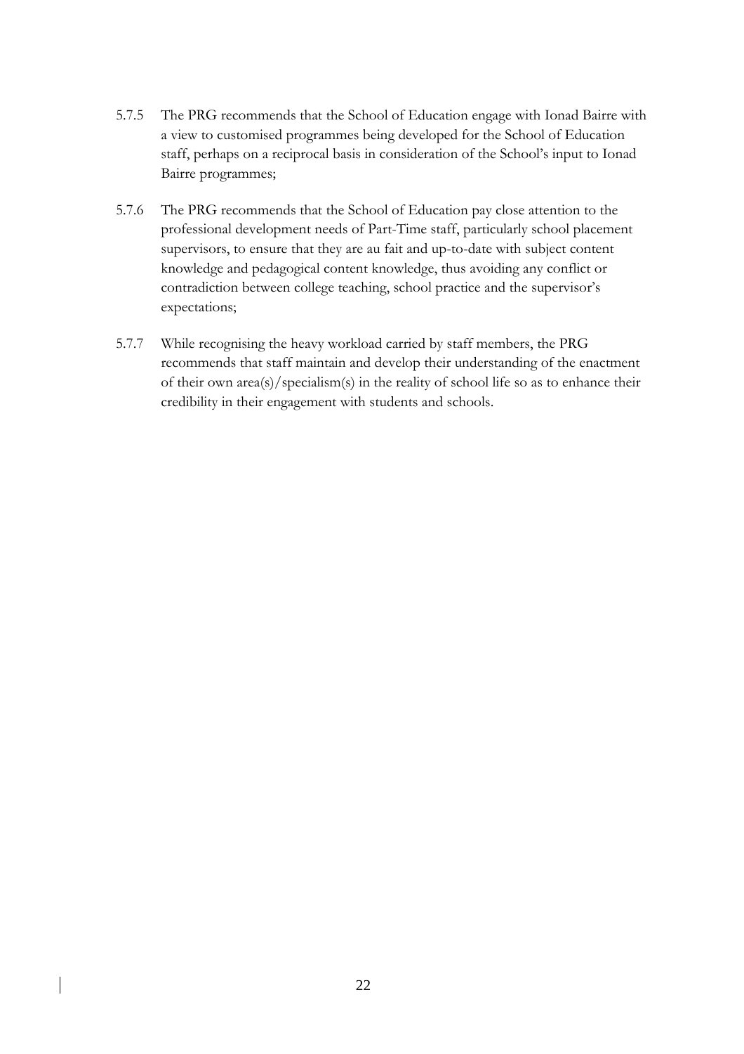5.7.5 The PRG recommends that the School of Education engage with Ionad Bairre with a view to customised programmes being developed for the School of Education staff, perhaps on a reciprocal basis in consideration of the School's input to Ionad Bairre programmes;

5.7.6 The PRG recommends that the School of Education pay close attention to the professional development needs of Part-Time staff, particularly school placement supervisors, to ensure that they are au fait and up-to-date with subject content knowledge and pedagogical content knowledge, thus avoiding any conflict or contradiction between college teaching, school practice and the supervisor's expectations;

5.7.7 While recognising the heavy workload carried by staff members, the PRG recommends that staff maintain and develop their understanding of the enactment of their own area(s)/specialism(s) in the reality of school life so as to enhance their credibility in their engagement with students and schools.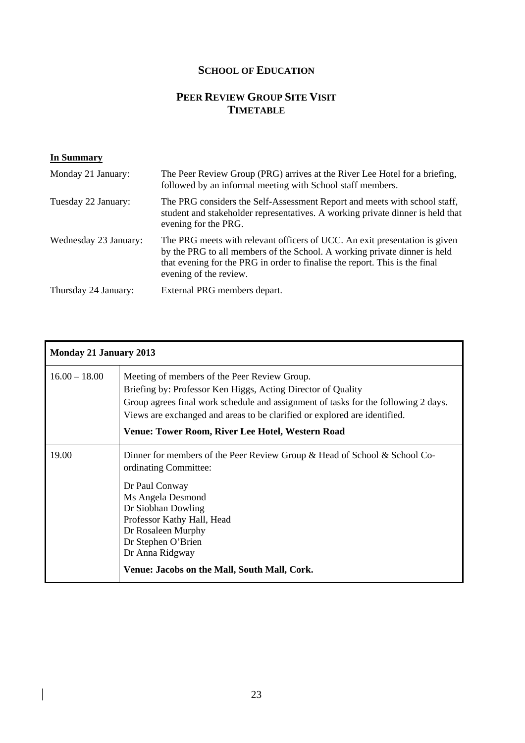## SCHOOL OF EDUCATION

## PEER REVIEW GROUP SITE VISIT TIMETABLE

**In Summary**

| | |
|---|---|
| Monday 21 January: | The Peer Review Group (PRG) arrives at the River Lee Hotel for a briefing, followed by an informal meeting with School staff members. |
| Tuesday 22 January: | The PRG considers the Self-Assessment Report and meets with school staff, student and stakeholder representatives. A working private dinner is held that evening for the PRG. |
| Wednesday 23 January: | The PRG meets with relevant officers of UCC. An exit presentation is given by the PRG to all members of the School. A working private dinner is held that evening for the PRG in order to finalise the report. This is the final evening of the review. |
| Thursday 24 January: | External PRG members depart. |

| **Monday 21 January 2013** | |
|---|---|
| 16.00 – 18.00 | Meeting of members of the Peer Review Group.<br>Briefing by: Professor Ken Higgs, Acting Director of Quality<br>Group agrees final work schedule and assignment of tasks for the following 2 days.<br>Views are exchanged and areas to be clarified or explored are identified.<br>**Venue: Tower Room, River Lee Hotel, Western Road** |
| 19.00 | Dinner for members of the Peer Review Group & Head of School & School Co-ordinating Committee:<br><br>Dr Paul Conway<br>Ms Angela Desmond<br>Dr Siobhan Dowling<br>Professor Kathy Hall, Head<br>Dr Rosaleen Murphy<br>Dr Stephen O'Brien<br>Dr Anna Ridgway<br><br>**Venue: Jacobs on the Mall, South Mall, Cork.** |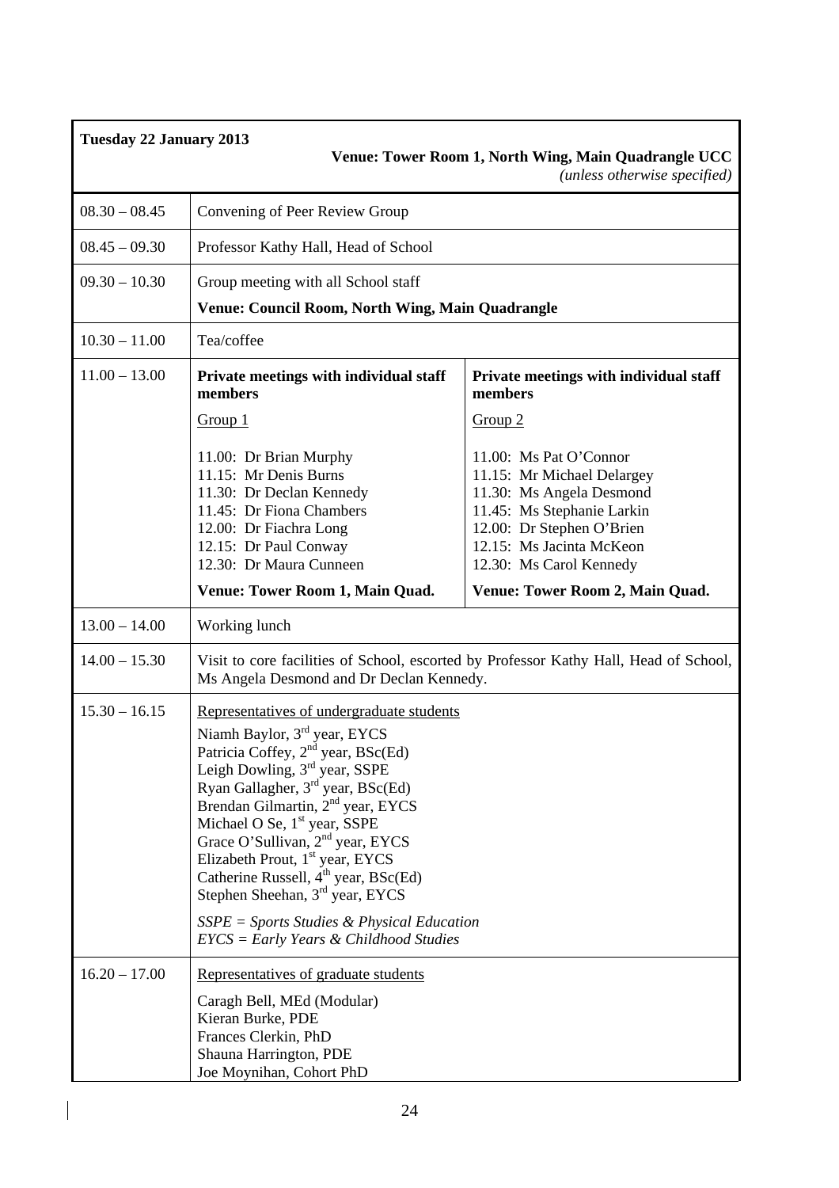| **Tuesday 22 January 2013** | **Venue: Tower Room 1, North Wing, Main Quadrangle UCC** *(unless otherwise specified)* | |
|---|---|---|
| 08.30 – 08.45 | Convening of Peer Review Group | |
| 08.45 – 09.30 | Professor Kathy Hall, Head of School | |
| 09.30 – 10.30 | Group meeting with all School staff<br>**Venue: Council Room, North Wing, Main Quadrangle** | |
| 10.30 – 11.00 | Tea/coffee | |
| 11.00 – 13.00 | **Private meetings with individual staff members**<br>Group 1<br>11.00: Dr Brian Murphy<br>11.15: Mr Denis Burns<br>11.30: Dr Declan Kennedy<br>11.45: Dr Fiona Chambers<br>12.00: Dr Fiachra Long<br>12.15: Dr Paul Conway<br>12.30: Dr Maura Cunneen<br>**Venue: Tower Room 1, Main Quad.** | **Private meetings with individual staff members**<br>Group 2<br>11.00: Ms Pat O'Connor<br>11.15: Mr Michael Delargey<br>11.30: Ms Angela Desmond<br>11.45: Ms Stephanie Larkin<br>12.00: Dr Stephen O'Brien<br>12.15: Ms Jacinta McKeon<br>12.30: Ms Carol Kennedy<br>**Venue: Tower Room 2, Main Quad.** |
| 13.00 – 14.00 | Working lunch | |
| 14.00 – 15.30 | Visit to core facilities of School, escorted by Professor Kathy Hall, Head of School, Ms Angela Desmond and Dr Declan Kennedy. | |
| 15.30 – 16.15 | Representatives of undergraduate students<br>Niamh Baylor, 3rd year, EYCS<br>Patricia Coffey, 2nd year, BSc(Ed)<br>Leigh Dowling, 3rd year, SSPE<br>Ryan Gallagher, 3rd year, BSc(Ed)<br>Brendan Gilmartin, 2nd year, EYCS<br>Michael O Se, 1st year, SSPE<br>Grace O'Sullivan, 2nd year, EYCS<br>Elizabeth Prout, 1st year, EYCS<br>Catherine Russell, 4th year, BSc(Ed)<br>Stephen Sheehan, 3rd year, EYCS<br>*SSPE = Sports Studies & Physical Education*<br>*EYCS = Early Years & Childhood Studies* | |
| 16.20 – 17.00 | Representatives of graduate students<br>Caragh Bell, MEd (Modular)<br>Kieran Burke, PDE<br>Frances Clerkin, PhD<br>Shauna Harrington, PDE<br>Joe Moynihan, Cohort PhD | |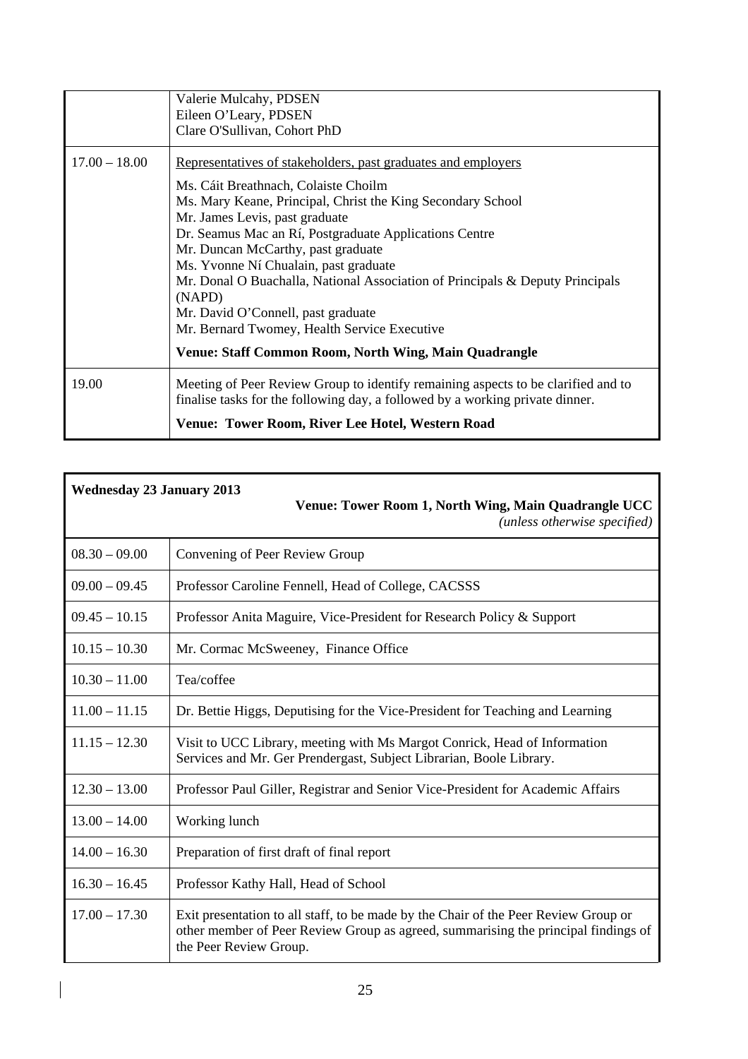| | |
|---|---|
| | Valerie Mulcahy, PDSEN<br>Eileen O'Leary, PDSEN<br>Clare O'Sullivan, Cohort PhD |
| 17.00 – 18.00 | Representatives of stakeholders, past graduates and employers<br><br>Ms. Cáit Breathnach, Colaiste Choilm<br>Ms. Mary Keane, Principal, Christ the King Secondary School<br>Mr. James Levis, past graduate<br>Dr. Seamus Mac an Rí, Postgraduate Applications Centre<br>Mr. Duncan McCarthy, past graduate<br>Ms. Yvonne Ní Chualain, past graduate<br>Mr. Donal O Buachalla, National Association of Principals & Deputy Principals (NAPD)<br>Mr. David O'Connell, past graduate<br>Mr. Bernard Twomey, Health Service Executive<br><br>**Venue: Staff Common Room, North Wing, Main Quadrangle** |
| 19.00 | Meeting of Peer Review Group to identify remaining aspects to be clarified and to finalise tasks for the following day, a followed by a working private dinner.<br><br>**Venue: Tower Room, River Lee Hotel, Western Road** |

| **Wednesday 23 January 2013** | **Venue: Tower Room 1, North Wing, Main Quadrangle UCC** *(unless otherwise specified)* |
|---|---|
| 08.30 – 09.00 | Convening of Peer Review Group |
| 09.00 – 09.45 | Professor Caroline Fennell, Head of College, CACSSS |
| 09.45 – 10.15 | Professor Anita Maguire, Vice-President for Research Policy & Support |
| 10.15 – 10.30 | Mr. Cormac McSweeney, Finance Office |
| 10.30 – 11.00 | Tea/coffee |
| 11.00 – 11.15 | Dr. Bettie Higgs, Deputising for the Vice-President for Teaching and Learning |
| 11.15 – 12.30 | Visit to UCC Library, meeting with Ms Margot Conrick, Head of Information Services and Mr. Ger Prendergast, Subject Librarian, Boole Library. |
| 12.30 – 13.00 | Professor Paul Giller, Registrar and Senior Vice-President for Academic Affairs |
| 13.00 – 14.00 | Working lunch |
| 14.00 – 16.30 | Preparation of first draft of final report |
| 16.30 – 16.45 | Professor Kathy Hall, Head of School |
| 17.00 – 17.30 | Exit presentation to all staff, to be made by the Chair of the Peer Review Group or other member of Peer Review Group as agreed, summarising the principal findings of the Peer Review Group. |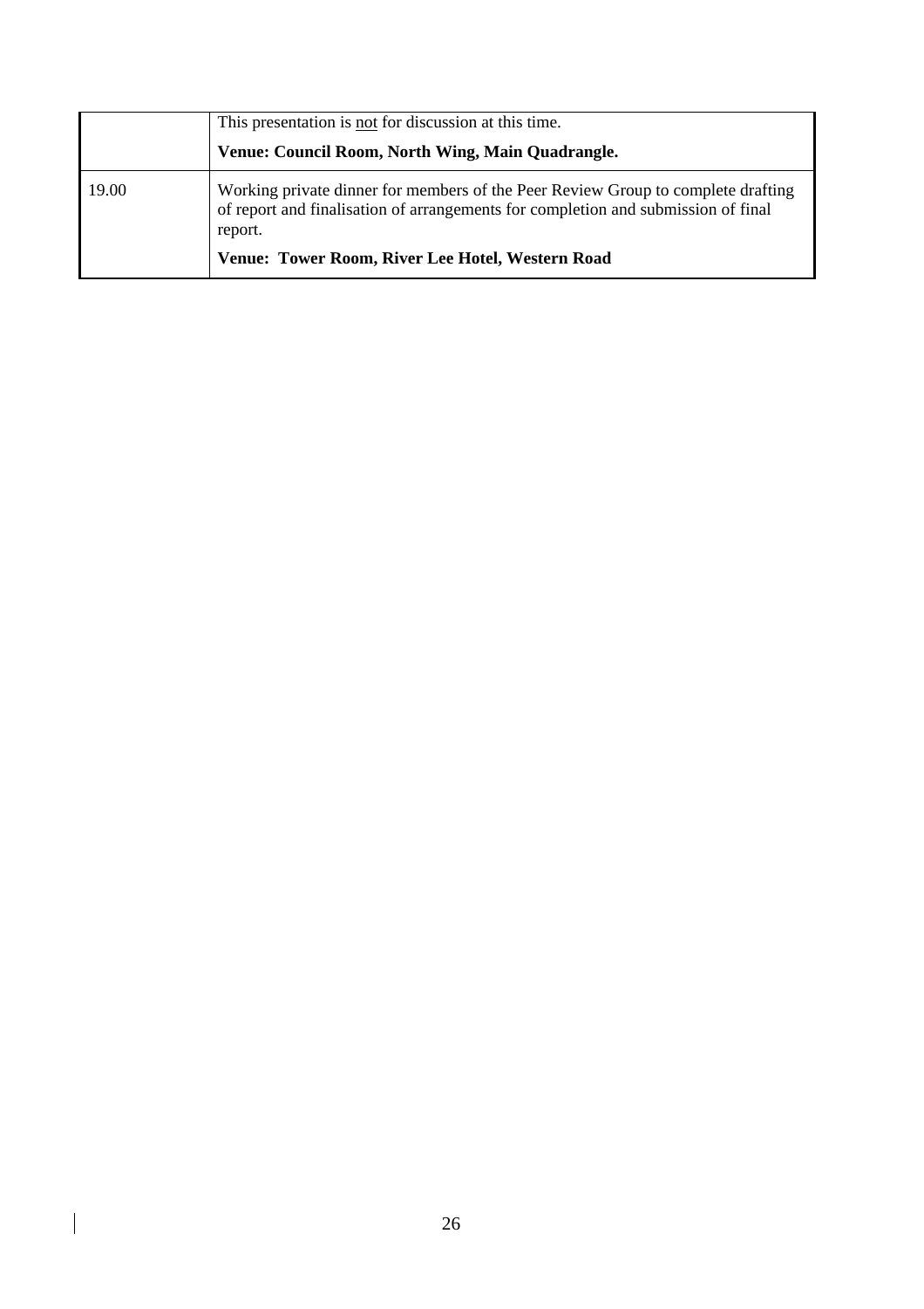| | |
|---|---|
| | This presentation is <u>not</u> for discussion at this time.<br><br>**Venue: Council Room, North Wing, Main Quadrangle.** |
| 19.00 | Working private dinner for members of the Peer Review Group to complete drafting of report and finalisation of arrangements for completion and submission of final report.<br><br>**Venue: Tower Room, River Lee Hotel, Western Road** |